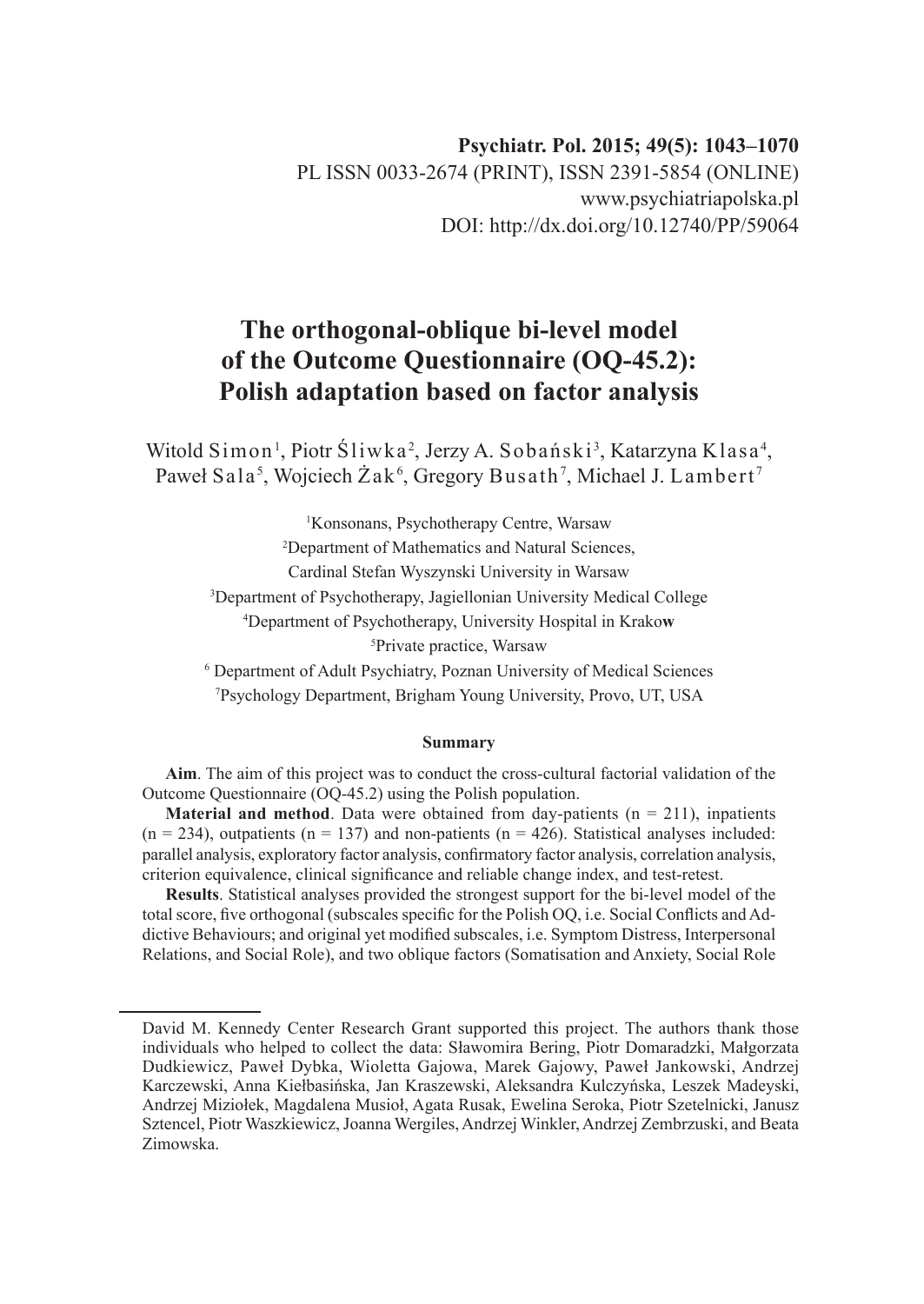Psychiatr. Pol. 2015; 49(5): 1043–1070
PL ISSN 0033-2674 (PRINT), ISSN 2391-5854 (ONLINE)
www.psychiatriapolska.pl
DOI: http://dx.doi.org/10.12740/PP/59064

# The orthogonal-oblique bi-level model of the Outcome Questionnaire (OQ-45.2): Polish adaptation based on factor analysis

Witold Simon[1], Piotr Śliwka[2], Jerzy A. Sobański[3], Katarzyna Klasa[4], Paweł Sala[5], Wojciech Żak[6], Gregory Busath[7], Michael J. Lambert[7]

[1]Konsonans, Psychotherapy Centre, Warsaw
[2]Department of Mathematics and Natural Sciences, Cardinal Stefan Wyszynski University in Warsaw
[3]Department of Psychotherapy, Jagiellonian University Medical College
[4]Department of Psychotherapy, University Hospital in Krakow
[5]Private practice, Warsaw
[6] Department of Adult Psychiatry, Poznan University of Medical Sciences
[7]Psychology Department, Brigham Young University, Provo, UT, USA

### Summary

**Aim**. The aim of this project was to conduct the cross-cultural factorial validation of the Outcome Questionnaire (OQ-45.2) using the Polish population.

**Material and method**. Data were obtained from day-patients (n = 211), inpatients (n = 234), outpatients (n = 137) and non-patients (n = 426). Statistical analyses included: parallel analysis, exploratory factor analysis, confirmatory factor analysis, correlation analysis, criterion equivalence, clinical significance and reliable change index, and test-retest.

**Results**. Statistical analyses provided the strongest support for the bi-level model of the total score, five orthogonal (subscales specific for the Polish OQ, i.e. Social Conflicts and Addictive Behaviours; and original yet modified subscales, i.e. Symptom Distress, Interpersonal Relations, and Social Role), and two oblique factors (Somatisation and Anxiety, Social Role

---

David M. Kennedy Center Research Grant supported this project. The authors thank those individuals who helped to collect the data: Sławomira Bering, Piotr Domaradzki, Małgorzata Dudkiewicz, Paweł Dybka, Wioletta Gajowa, Marek Gajowy, Paweł Jankowski, Andrzej Karczewski, Anna Kiełbasińska, Jan Kraszewski, Aleksandra Kulczyńska, Leszek Madeyski, Andrzej Miziołek, Magdalena Musioł, Agata Rusak, Ewelina Seroka, Piotr Szetelnicki, Janusz Sztencel, Piotr Waszkiewicz, Joanna Wergiles, Andrzej Winkler, Andrzej Zembrzuski, and Beata Zimowska.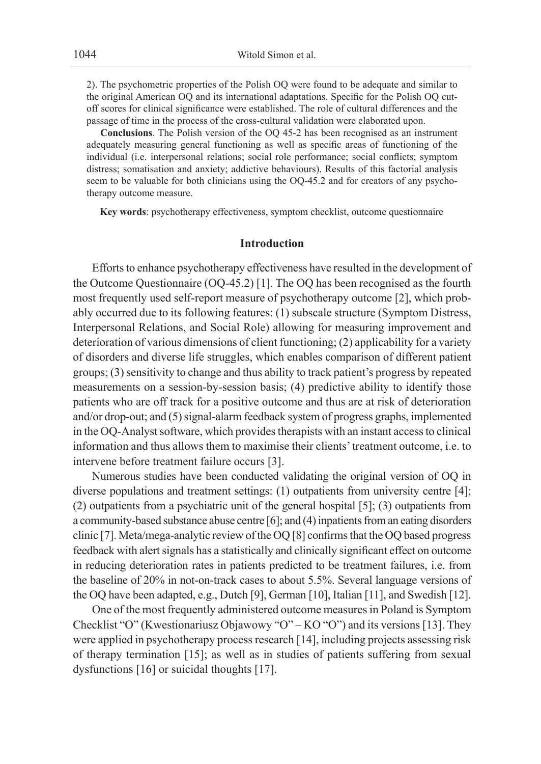2). The psychometric properties of the Polish OQ were found to be adequate and similar to the original American OQ and its international adaptations. Specific for the Polish OQ cut-off scores for clinical significance were established. The role of cultural differences and the passage of time in the process of the cross-cultural validation were elaborated upon.

**Conclusions**. The Polish version of the OQ 45-2 has been recognised as an instrument adequately measuring general functioning as well as specific areas of functioning of the individual (i.e. interpersonal relations; social role performance; social conflicts; symptom distress; somatisation and anxiety; addictive behaviours). Results of this factorial analysis seem to be valuable for both clinicians using the OQ-45.2 and for creators of any psychotherapy outcome measure.

**Key words**: psychotherapy effectiveness, symptom checklist, outcome questionnaire

## Introduction

Efforts to enhance psychotherapy effectiveness have resulted in the development of the Outcome Questionnaire (OQ-45.2) [1]. The OQ has been recognised as the fourth most frequently used self-report measure of psychotherapy outcome [2], which probably occurred due to its following features: (1) subscale structure (Symptom Distress, Interpersonal Relations, and Social Role) allowing for measuring improvement and deterioration of various dimensions of client functioning; (2) applicability for a variety of disorders and diverse life struggles, which enables comparison of different patient groups; (3) sensitivity to change and thus ability to track patient's progress by repeated measurements on a session-by-session basis; (4) predictive ability to identify those patients who are off track for a positive outcome and thus are at risk of deterioration and/or drop-out; and (5) signal-alarm feedback system of progress graphs, implemented in the OQ-Analyst software, which provides therapists with an instant access to clinical information and thus allows them to maximise their clients' treatment outcome, i.e. to intervene before treatment failure occurs [3].

Numerous studies have been conducted validating the original version of OQ in diverse populations and treatment settings: (1) outpatients from university centre [4]; (2) outpatients from a psychiatric unit of the general hospital [5]; (3) outpatients from a community-based substance abuse centre [6]; and (4) inpatients from an eating disorders clinic [7]. Meta/mega-analytic review of the OQ [8] confirms that the OQ based progress feedback with alert signals has a statistically and clinically significant effect on outcome in reducing deterioration rates in patients predicted to be treatment failures, i.e. from the baseline of 20% in not-on-track cases to about 5.5%. Several language versions of the OQ have been adapted, e.g., Dutch [9], German [10], Italian [11], and Swedish [12].

One of the most frequently administered outcome measures in Poland is Symptom Checklist "O" (Kwestionariusz Objawowy "O" – KO "O") and its versions [13]. They were applied in psychotherapy process research [14], including projects assessing risk of therapy termination [15]; as well as in studies of patients suffering from sexual dysfunctions [16] or suicidal thoughts [17].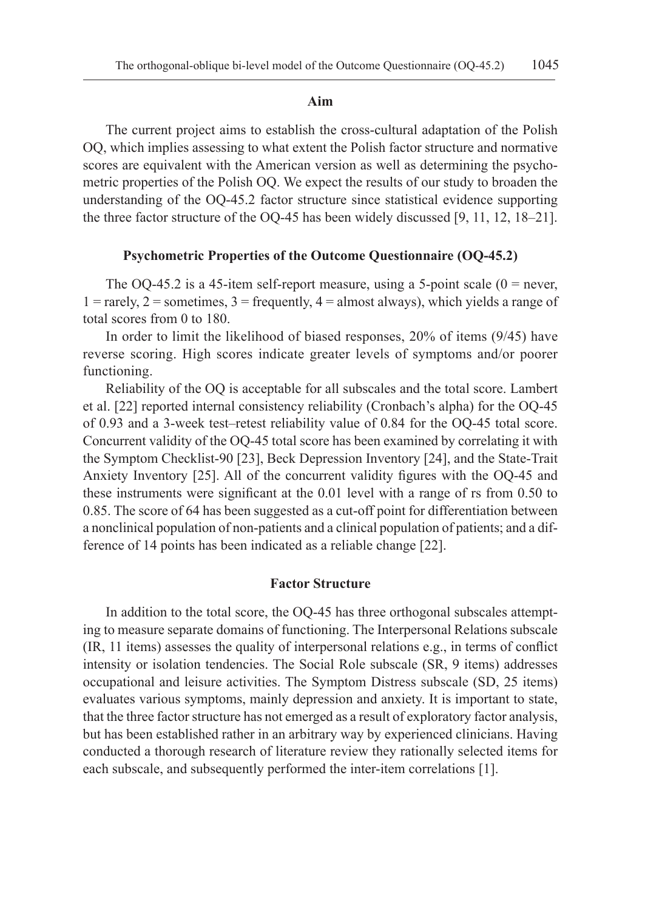## Aim

The current project aims to establish the cross-cultural adaptation of the Polish OQ, which implies assessing to what extent the Polish factor structure and normative scores are equivalent with the American version as well as determining the psychometric properties of the Polish OQ. We expect the results of our study to broaden the understanding of the OQ-45.2 factor structure since statistical evidence supporting the three factor structure of the OQ-45 has been widely discussed [9, 11, 12, 18–21].

## Psychometric Properties of the Outcome Questionnaire (OQ-45.2)

The OQ-45.2 is a 45-item self-report measure, using a 5-point scale (0 = never, 1 = rarely, 2 = sometimes, 3 = frequently, 4 = almost always), which yields a range of total scores from 0 to 180.

In order to limit the likelihood of biased responses, 20% of items (9/45) have reverse scoring. High scores indicate greater levels of symptoms and/or poorer functioning.

Reliability of the OQ is acceptable for all subscales and the total score. Lambert et al. [22] reported internal consistency reliability (Cronbach's alpha) for the OQ-45 of 0.93 and a 3-week test–retest reliability value of 0.84 for the OQ-45 total score. Concurrent validity of the OQ-45 total score has been examined by correlating it with the Symptom Checklist-90 [23], Beck Depression Inventory [24], and the State-Trait Anxiety Inventory [25]. All of the concurrent validity figures with the OQ-45 and these instruments were significant at the 0.01 level with a range of rs from 0.50 to 0.85. The score of 64 has been suggested as a cut-off point for differentiation between a nonclinical population of non-patients and a clinical population of patients; and a difference of 14 points has been indicated as a reliable change [22].

## Factor Structure

In addition to the total score, the OQ-45 has three orthogonal subscales attempting to measure separate domains of functioning. The Interpersonal Relations subscale (IR, 11 items) assesses the quality of interpersonal relations e.g., in terms of conflict intensity or isolation tendencies. The Social Role subscale (SR, 9 items) addresses occupational and leisure activities. The Symptom Distress subscale (SD, 25 items) evaluates various symptoms, mainly depression and anxiety. It is important to state, that the three factor structure has not emerged as a result of exploratory factor analysis, but has been established rather in an arbitrary way by experienced clinicians. Having conducted a thorough research of literature review they rationally selected items for each subscale, and subsequently performed the inter-item correlations [1].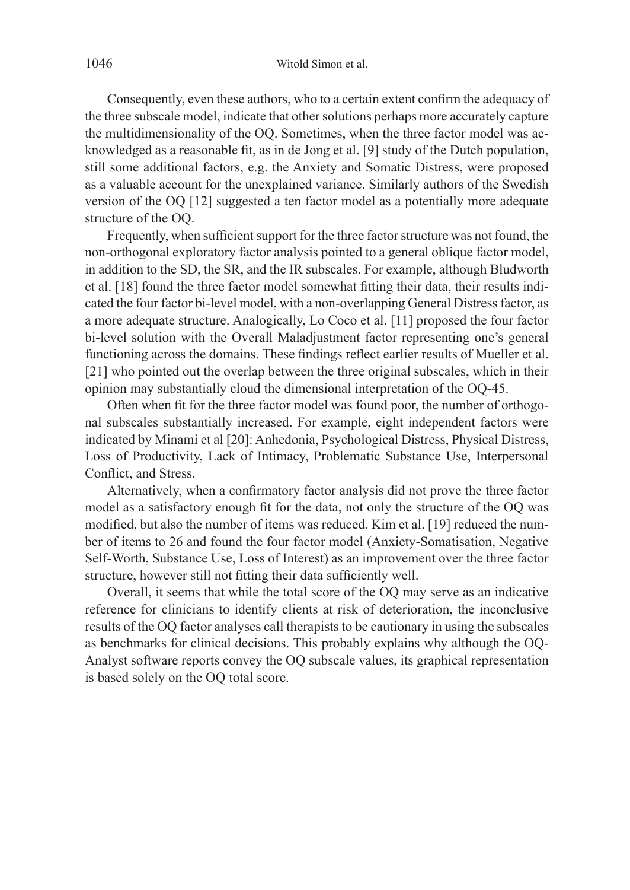Consequently, even these authors, who to a certain extent confirm the adequacy of the three subscale model, indicate that other solutions perhaps more accurately capture the multidimensionality of the OQ. Sometimes, when the three factor model was acknowledged as a reasonable fit, as in de Jong et al. [9] study of the Dutch population, still some additional factors, e.g. the Anxiety and Somatic Distress, were proposed as a valuable account for the unexplained variance. Similarly authors of the Swedish version of the OQ [12] suggested a ten factor model as a potentially more adequate structure of the OQ.

Frequently, when sufficient support for the three factor structure was not found, the non-orthogonal exploratory factor analysis pointed to a general oblique factor model, in addition to the SD, the SR, and the IR subscales. For example, although Bludworth et al. [18] found the three factor model somewhat fitting their data, their results indicated the four factor bi-level model, with a non-overlapping General Distress factor, as a more adequate structure. Analogically, Lo Coco et al. [11] proposed the four factor bi-level solution with the Overall Maladjustment factor representing one's general functioning across the domains. These findings reflect earlier results of Mueller et al. [21] who pointed out the overlap between the three original subscales, which in their opinion may substantially cloud the dimensional interpretation of the OQ-45.

Often when fit for the three factor model was found poor, the number of orthogonal subscales substantially increased. For example, eight independent factors were indicated by Minami et al [20]: Anhedonia, Psychological Distress, Physical Distress, Loss of Productivity, Lack of Intimacy, Problematic Substance Use, Interpersonal Conflict, and Stress.

Alternatively, when a confirmatory factor analysis did not prove the three factor model as a satisfactory enough fit for the data, not only the structure of the OQ was modified, but also the number of items was reduced. Kim et al. [19] reduced the number of items to 26 and found the four factor model (Anxiety-Somatisation, Negative Self-Worth, Substance Use, Loss of Interest) as an improvement over the three factor structure, however still not fitting their data sufficiently well.

Overall, it seems that while the total score of the OQ may serve as an indicative reference for clinicians to identify clients at risk of deterioration, the inconclusive results of the OQ factor analyses call therapists to be cautionary in using the subscales as benchmarks for clinical decisions. This probably explains why although the OQ-Analyst software reports convey the OQ subscale values, its graphical representation is based solely on the OQ total score.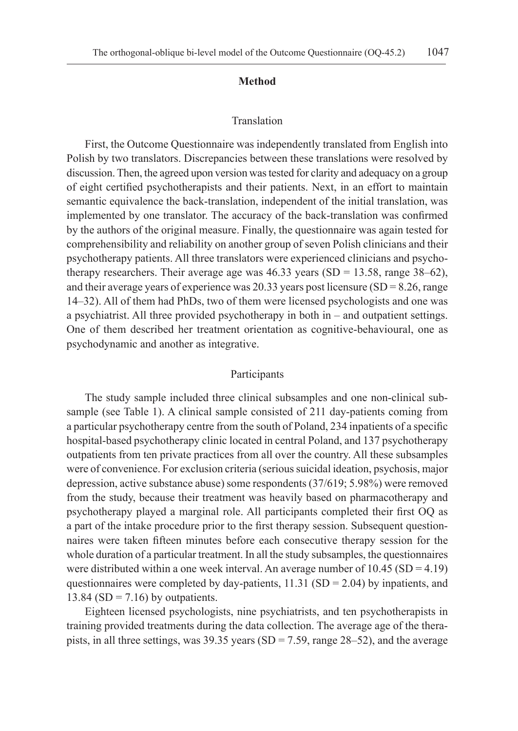## Method

### Translation

First, the Outcome Questionnaire was independently translated from English into Polish by two translators. Discrepancies between these translations were resolved by discussion. Then, the agreed upon version was tested for clarity and adequacy on a group of eight certified psychotherapists and their patients. Next, in an effort to maintain semantic equivalence the back-translation, independent of the initial translation, was implemented by one translator. The accuracy of the back-translation was confirmed by the authors of the original measure. Finally, the questionnaire was again tested for comprehensibility and reliability on another group of seven Polish clinicians and their psychotherapy patients. All three translators were experienced clinicians and psychotherapy researchers. Their average age was 46.33 years (SD = 13.58, range 38–62), and their average years of experience was 20.33 years post licensure (SD = 8.26, range 14–32). All of them had PhDs, two of them were licensed psychologists and one was a psychiatrist. All three provided psychotherapy in both in – and outpatient settings. One of them described her treatment orientation as cognitive-behavioural, one as psychodynamic and another as integrative.

### Participants

The study sample included three clinical subsamples and one non-clinical subsample (see Table 1). A clinical sample consisted of 211 day-patients coming from a particular psychotherapy centre from the south of Poland, 234 inpatients of a specific hospital-based psychotherapy clinic located in central Poland, and 137 psychotherapy outpatients from ten private practices from all over the country. All these subsamples were of convenience. For exclusion criteria (serious suicidal ideation, psychosis, major depression, active substance abuse) some respondents (37/619; 5.98%) were removed from the study, because their treatment was heavily based on pharmacotherapy and psychotherapy played a marginal role. All participants completed their first OQ as a part of the intake procedure prior to the first therapy session. Subsequent questionnaires were taken fifteen minutes before each consecutive therapy session for the whole duration of a particular treatment. In all the study subsamples, the questionnaires were distributed within a one week interval. An average number of 10.45 (SD = 4.19) questionnaires were completed by day-patients, 11.31 (SD = 2.04) by inpatients, and 13.84 (SD = 7.16) by outpatients.

Eighteen licensed psychologists, nine psychiatrists, and ten psychotherapists in training provided treatments during the data collection. The average age of the therapists, in all three settings, was 39.35 years (SD = 7.59, range 28–52), and the average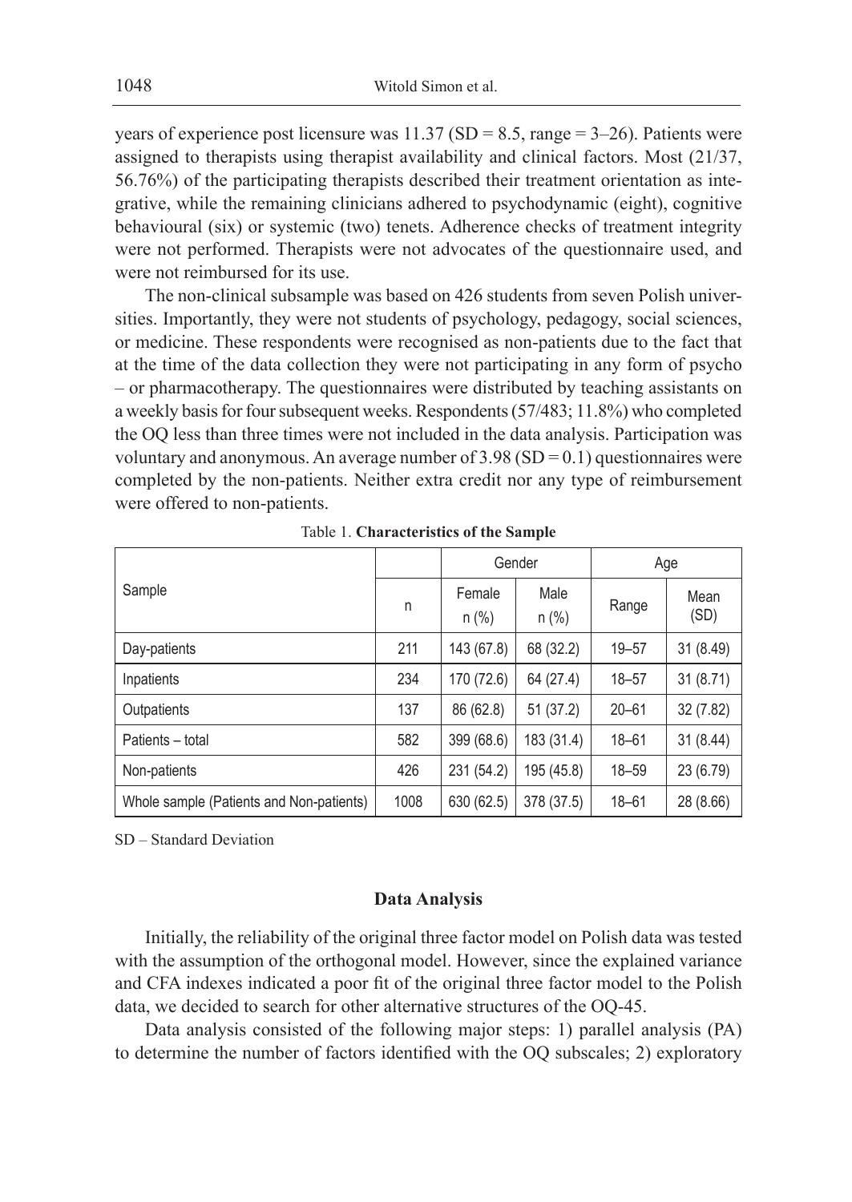years of experience post licensure was 11.37 (SD = 8.5, range = 3–26). Patients were assigned to therapists using therapist availability and clinical factors. Most (21/37, 56.76%) of the participating therapists described their treatment orientation as integrative, while the remaining clinicians adhered to psychodynamic (eight), cognitive behavioural (six) or systemic (two) tenets. Adherence checks of treatment integrity were not performed. Therapists were not advocates of the questionnaire used, and were not reimbursed for its use.

The non-clinical subsample was based on 426 students from seven Polish universities. Importantly, they were not students of psychology, pedagogy, social sciences, or medicine. These respondents were recognised as non-patients due to the fact that at the time of the data collection they were not participating in any form of psycho – or pharmacotherapy. The questionnaires were distributed by teaching assistants on a weekly basis for four subsequent weeks. Respondents (57/483; 11.8%) who completed the OQ less than three times were not included in the data analysis. Participation was voluntary and anonymous. An average number of 3.98 (SD = 0.1) questionnaires were completed by the non-patients. Neither extra credit nor any type of reimbursement were offered to non-patients.

Table 1. **Characteristics of the Sample**

| Sample | n | Gender | | Age | |
|---|---|---|---|---|---|
| | | Female n (%) | Male n (%) | Range | Mean (SD) |
| Day-patients | 211 | 143 (67.8) | 68 (32.2) | 19–57 | 31 (8.49) |
| Inpatients | 234 | 170 (72.6) | 64 (27.4) | 18–57 | 31 (8.71) |
| Outpatients | 137 | 86 (62.8) | 51 (37.2) | 20–61 | 32 (7.82) |
| Patients – total | 582 | 399 (68.6) | 183 (31.4) | 18–61 | 31 (8.44) |
| Non-patients | 426 | 231 (54.2) | 195 (45.8) | 18–59 | 23 (6.79) |
| Whole sample (Patients and Non-patients) | 1008 | 630 (62.5) | 378 (37.5) | 18–61 | 28 (8.66) |

SD – Standard Deviation

### Data Analysis

Initially, the reliability of the original three factor model on Polish data was tested with the assumption of the orthogonal model. However, since the explained variance and CFA indexes indicated a poor fit of the original three factor model to the Polish data, we decided to search for other alternative structures of the OQ-45.

Data analysis consisted of the following major steps: 1) parallel analysis (PA) to determine the number of factors identified with the OQ subscales; 2) exploratory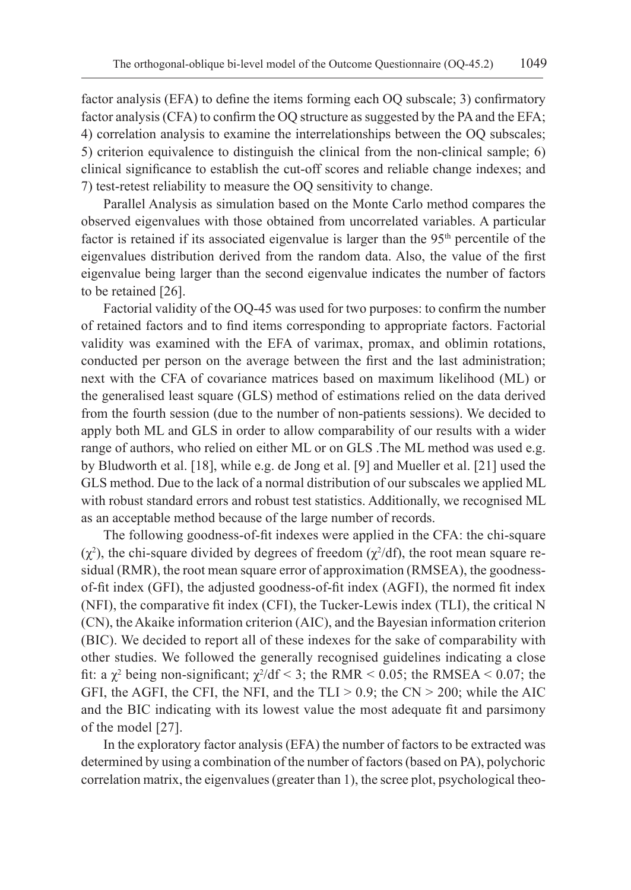factor analysis (EFA) to define the items forming each OQ subscale; 3) confirmatory factor analysis (CFA) to confirm the OQ structure as suggested by the PA and the EFA; 4) correlation analysis to examine the interrelationships between the OQ subscales; 5) criterion equivalence to distinguish the clinical from the non-clinical sample; 6) clinical significance to establish the cut-off scores and reliable change indexes; and 7) test-retest reliability to measure the OQ sensitivity to change.

Parallel Analysis as simulation based on the Monte Carlo method compares the observed eigenvalues with those obtained from uncorrelated variables. A particular factor is retained if its associated eigenvalue is larger than the 95$^{th}$ percentile of the eigenvalues distribution derived from the random data. Also, the value of the first eigenvalue being larger than the second eigenvalue indicates the number of factors to be retained [26].

Factorial validity of the OQ-45 was used for two purposes: to confirm the number of retained factors and to find items corresponding to appropriate factors. Factorial validity was examined with the EFA of varimax, promax, and oblimin rotations, conducted per person on the average between the first and the last administration; next with the CFA of covariance matrices based on maximum likelihood (ML) or the generalised least square (GLS) method of estimations relied on the data derived from the fourth session (due to the number of non-patients sessions). We decided to apply both ML and GLS in order to allow comparability of our results with a wider range of authors, who relied on either ML or on GLS .The ML method was used e.g. by Bludworth et al. [18], while e.g. de Jong et al. [9] and Mueller et al. [21] used the GLS method. Due to the lack of a normal distribution of our subscales we applied ML with robust standard errors and robust test statistics. Additionally, we recognised ML as an acceptable method because of the large number of records.

The following goodness-of-fit indexes were applied in the CFA: the chi-square ($\chi^2$), the chi-square divided by degrees of freedom ($\chi^2$/df), the root mean square residual (RMR), the root mean square error of approximation (RMSEA), the goodness-of-fit index (GFI), the adjusted goodness-of-fit index (AGFI), the normed fit index (NFI), the comparative fit index (CFI), the Tucker-Lewis index (TLI), the critical N (CN), the Akaike information criterion (AIC), and the Bayesian information criterion (BIC). We decided to report all of these indexes for the sake of comparability with other studies. We followed the generally recognised guidelines indicating a close fit: a $\chi^2$ being non-significant; $\chi^2/\text{df} < 3$; the RMR < 0.05; the RMSEA < 0.07; the GFI, the AGFI, the CFI, the NFI, and the TLI > 0.9; the CN > 200; while the AIC and the BIC indicating with its lowest value the most adequate fit and parsimony of the model [27].

In the exploratory factor analysis (EFA) the number of factors to be extracted was determined by using a combination of the number of factors (based on PA), polychoric correlation matrix, the eigenvalues (greater than 1), the scree plot, psychological theo-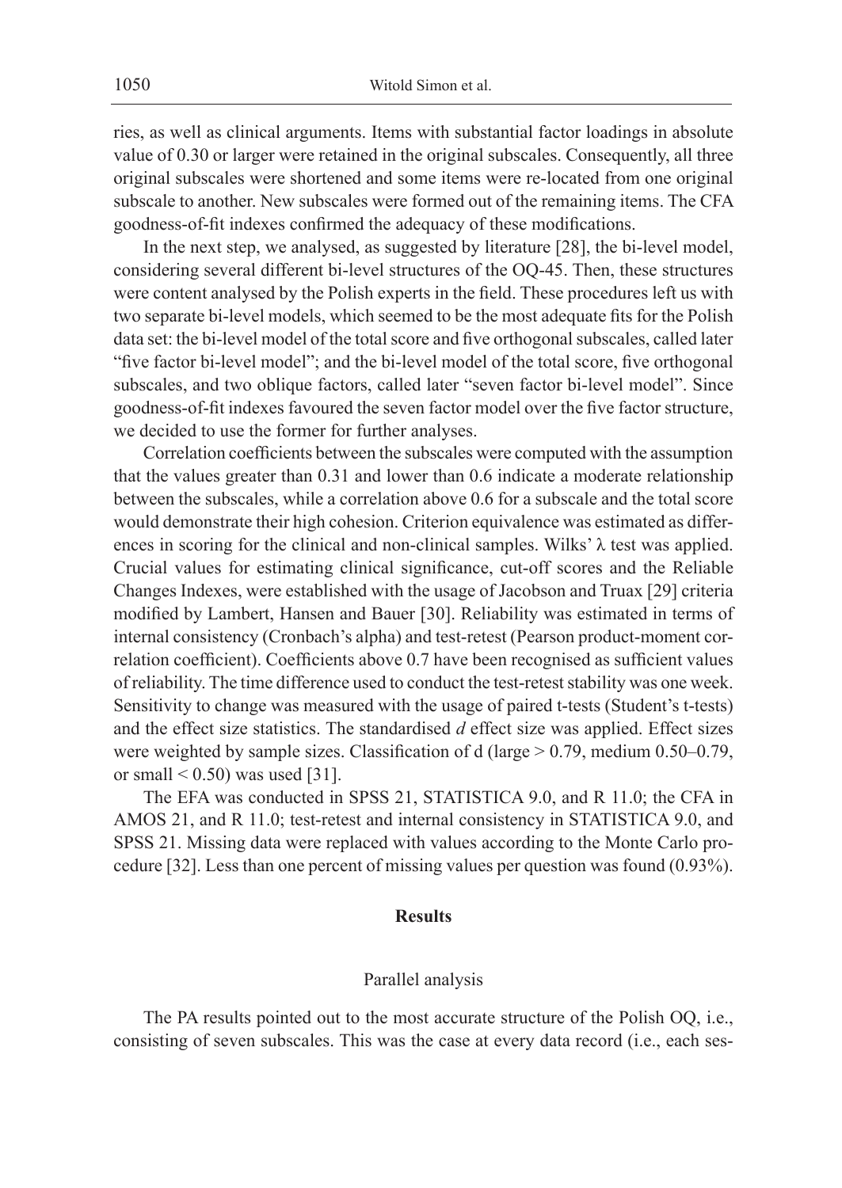ries, as well as clinical arguments. Items with substantial factor loadings in absolute value of 0.30 or larger were retained in the original subscales. Consequently, all three original subscales were shortened and some items were re-located from one original subscale to another. New subscales were formed out of the remaining items. The CFA goodness-of-fit indexes confirmed the adequacy of these modifications.

In the next step, we analysed, as suggested by literature [28], the bi-level model, considering several different bi-level structures of the OQ-45. Then, these structures were content analysed by the Polish experts in the field. These procedures left us with two separate bi-level models, which seemed to be the most adequate fits for the Polish data set: the bi-level model of the total score and five orthogonal subscales, called later "five factor bi-level model"; and the bi-level model of the total score, five orthogonal subscales, and two oblique factors, called later "seven factor bi-level model". Since goodness-of-fit indexes favoured the seven factor model over the five factor structure, we decided to use the former for further analyses.

Correlation coefficients between the subscales were computed with the assumption that the values greater than 0.31 and lower than 0.6 indicate a moderate relationship between the subscales, while a correlation above 0.6 for a subscale and the total score would demonstrate their high cohesion. Criterion equivalence was estimated as differences in scoring for the clinical and non-clinical samples. Wilks' $\lambda$ test was applied. Crucial values for estimating clinical significance, cut-off scores and the Reliable Changes Indexes, were established with the usage of Jacobson and Truax [29] criteria modified by Lambert, Hansen and Bauer [30]. Reliability was estimated in terms of internal consistency (Cronbach's alpha) and test-retest (Pearson product-moment correlation coefficient). Coefficients above 0.7 have been recognised as sufficient values of reliability. The time difference used to conduct the test-retest stability was one week. Sensitivity to change was measured with the usage of paired t-tests (Student's t-tests) and the effect size statistics. The standardised $d$ effect size was applied. Effect sizes were weighted by sample sizes. Classification of d (large > 0.79, medium 0.50–0.79, or small < 0.50) was used [31].

The EFA was conducted in SPSS 21, STATISTICA 9.0, and R 11.0; the CFA in AMOS 21, and R 11.0; test-retest and internal consistency in STATISTICA 9.0, and SPSS 21. Missing data were replaced with values according to the Monte Carlo procedure [32]. Less than one percent of missing values per question was found (0.93%).

## Results

### Parallel analysis

The PA results pointed out to the most accurate structure of the Polish OQ, i.e., consisting of seven subscales. This was the case at every data record (i.e., each ses-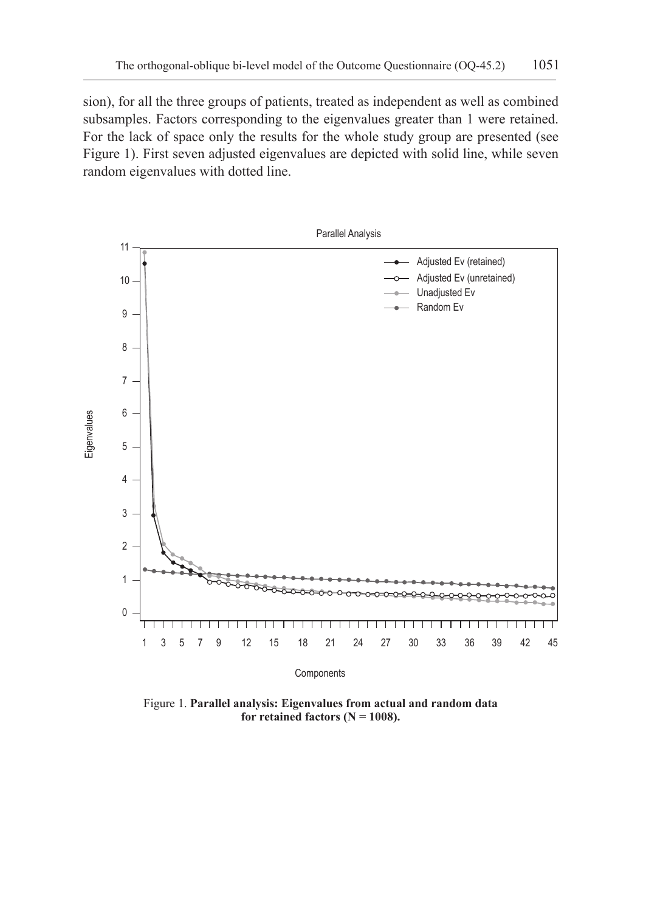sion), for all the three groups of patients, treated as independent as well as combined subsamples. Factors corresponding to the eigenvalues greater than 1 were retained. For the lack of space only the results for the whole study group are presented (see Figure 1). First seven adjusted eigenvalues are depicted with solid line, while seven random eigenvalues with dotted line.

Figure 1. **Parallel analysis: Eigenvalues from actual and random data for retained factors (N = 1008).**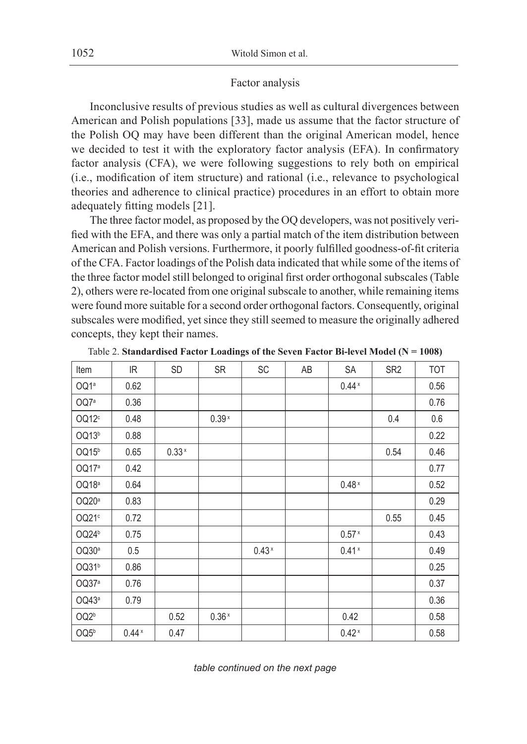## Factor analysis

Inconclusive results of previous studies as well as cultural divergences between American and Polish populations [33], made us assume that the factor structure of the Polish OQ may have been different than the original American model, hence we decided to test it with the exploratory factor analysis (EFA). In confirmatory factor analysis (CFA), we were following suggestions to rely both on empirical (i.e., modification of item structure) and rational (i.e., relevance to psychological theories and adherence to clinical practice) procedures in an effort to obtain more adequately fitting models [21].

The three factor model, as proposed by the OQ developers, was not positively verified with the EFA, and there was only a partial match of the item distribution between American and Polish versions. Furthermore, it poorly fulfilled goodness-of-fit criteria of the CFA. Factor loadings of the Polish data indicated that while some of the items of the three factor model still belonged to original first order orthogonal subscales (Table 2), others were re-located from one original subscale to another, while remaining items were found more suitable for a second order orthogonal factors. Consequently, original subscales were modified, yet since they still seemed to measure the originally adhered concepts, they kept their names.

Table 2. **Standardised Factor Loadings of the Seven Factor Bi-level Model (N = 1008)**

| Item | IR | SD | SR | SC | AB | SA | SR2 | TOT |
|---|---|---|---|---|---|---|---|---|
| OQ1[a] | 0.62 | | | | | 0.44[x] | | 0.56 |
| OQ7[a] | 0.36 | | | | | | | 0.76 |
| OQ12[c] | 0.48 | | 0.39[x] | | | | 0.4 | 0.6 |
| OQ13[b] | 0.88 | | | | | | | 0.22 |
| OQ15[b] | 0.65 | 0.33[x] | | | | | 0.54 | 0.46 |
| OQ17[a] | 0.42 | | | | | | | 0.77 |
| OQ18[a] | 0.64 | | | | | 0.48[x] | | 0.52 |
| OQ20[a] | 0.83 | | | | | | | 0.29 |
| OQ21[c] | 0.72 | | | | | | 0.55 | 0.45 |
| OQ24[b] | 0.75 | | | | | 0.57[x] | | 0.43 |
| OQ30[a] | 0.5 | | | 0.43[x] | | 0.41[x] | | 0.49 |
| OQ31[b] | 0.86 | | | | | | | 0.25 |
| OQ37[a] | 0.76 | | | | | | | 0.37 |
| OQ43[a] | 0.79 | | | | | | | 0.36 |
| OQ2[b] | | 0.52 | 0.36[x] | | | 0.42 | | 0.58 |
| OQ5[b] | 0.44[x] | 0.47 | | | | 0.42[x] | | 0.58 |

*table continued on the next page*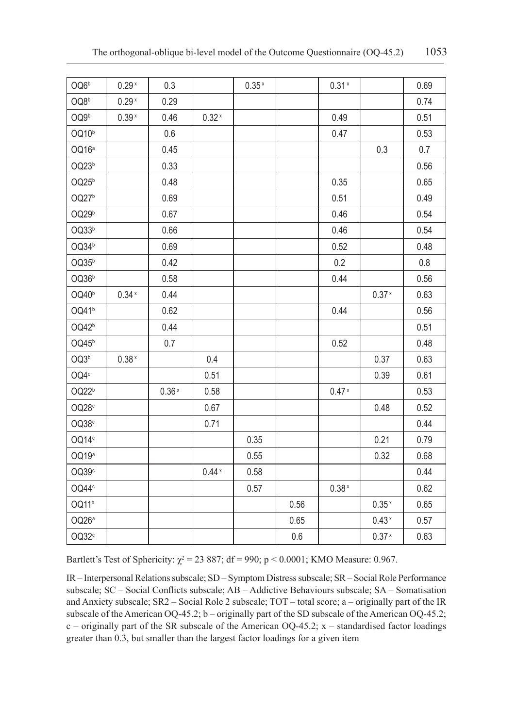| OQ6[b] | 0.29[x] | 0.3 | | 0.35[x] | | 0.31[x] | | 0.69 |
|---|---|---|---|---|---|---|---|---|
| OQ8[b] | 0.29[x] | 0.29 | | | | | | 0.74 |
| OQ9[b] | 0.39[x] | 0.46 | 0.32[x] | | | 0.49 | | 0.51 |
| OQ10[b] | | 0.6 | | | | 0.47 | | 0.53 |
| OQ16[a] | | 0.45 | | | | | 0.3 | 0.7 |
| OQ23[b] | | 0.33 | | | | | | 0.56 |
| OQ25[b] | | 0.48 | | | | 0.35 | | 0.65 |
| OQ27[b] | | 0.69 | | | | 0.51 | | 0.49 |
| OQ29[b] | | 0.67 | | | | 0.46 | | 0.54 |
| OQ33[b] | | 0.66 | | | | 0.46 | | 0.54 |
| OQ34[b] | | 0.69 | | | | 0.52 | | 0.48 |
| OQ35[b] | | 0.42 | | | | 0.2 | | 0.8 |
| OQ36[b] | | 0.58 | | | | 0.44 | | 0.56 |
| OQ40[b] | 0.34[x] | 0.44 | | | | | 0.37[x] | 0.63 |
| OQ41[b] | | 0.62 | | | | 0.44 | | 0.56 |
| OQ42[b] | | 0.44 | | | | | | 0.51 |
| OQ45[b] | | 0.7 | | | | 0.52 | | 0.48 |
| OQ3[b] | 0.38[x] | | 0.4 | | | | 0.37 | 0.63 |
| OQ4[c] | | | 0.51 | | | | 0.39 | 0.61 |
| OQ22[b] | | 0.36[x] | 0.58 | | | 0.47[x] | | 0.53 |
| OQ28[c] | | | 0.67 | | | | 0.48 | 0.52 |
| OQ38[c] | | | 0.71 | | | | | 0.44 |
| OQ14[c] | | | | 0.35 | | | 0.21 | 0.79 |
| OQ19[a] | | | | 0.55 | | | 0.32 | 0.68 |
| OQ39[c] | | | 0.44[x] | 0.58 | | | | 0.44 |
| OQ44[c] | | | | 0.57 | | 0.38[x] | | 0.62 |
| OQ11[b] | | | | | 0.56 | | 0.35[x] | 0.65 |
| OQ26[a] | | | | | 0.65 | | 0.43[x] | 0.57 |
| OQ32[c] | | | | | 0.6 | | 0.37[x] | 0.63 |

Bartlett's Test of Sphericity: $\chi^2 = 23\ 887$; df = 990; $p < 0.0001$; KMO Measure: 0.967.

IR – Interpersonal Relations subscale; SD – Symptom Distress subscale; SR – Social Role Performance subscale; SC – Social Conflicts subscale; AB – Addictive Behaviours subscale; SA – Somatisation and Anxiety subscale; SR2 – Social Role 2 subscale; TOT – total score; a – originally part of the IR subscale of the American OQ-45.2; b – originally part of the SD subscale of the American OQ-45.2; c – originally part of the SR subscale of the American OQ-45.2; x – standardised factor loadings greater than 0.3, but smaller than the largest factor loadings for a given item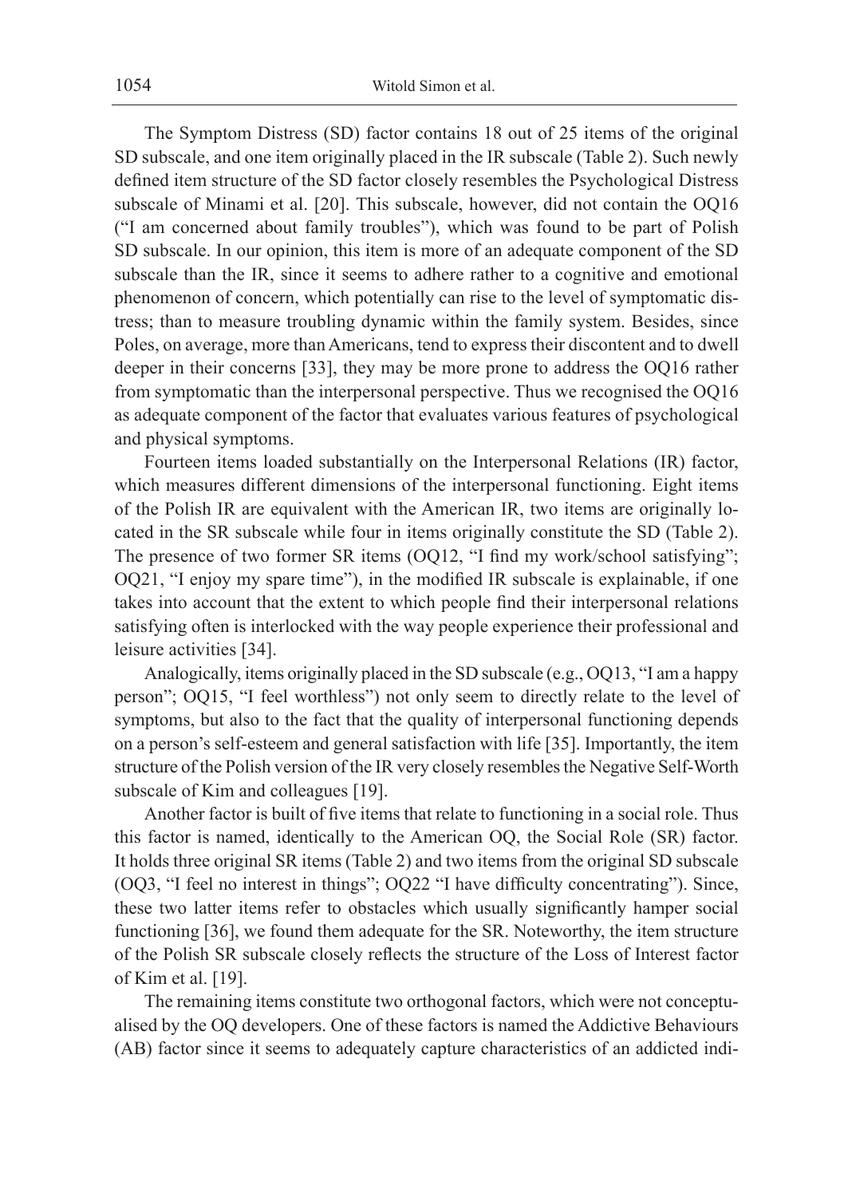The Symptom Distress (SD) factor contains 18 out of 25 items of the original SD subscale, and one item originally placed in the IR subscale (Table 2). Such newly defined item structure of the SD factor closely resembles the Psychological Distress subscale of Minami et al. [20]. This subscale, however, did not contain the OQ16 ("I am concerned about family troubles"), which was found to be part of Polish SD subscale. In our opinion, this item is more of an adequate component of the SD subscale than the IR, since it seems to adhere rather to a cognitive and emotional phenomenon of concern, which potentially can rise to the level of symptomatic distress; than to measure troubling dynamic within the family system. Besides, since Poles, on average, more than Americans, tend to express their discontent and to dwell deeper in their concerns [33], they may be more prone to address the OQ16 rather from symptomatic than the interpersonal perspective. Thus we recognised the OQ16 as adequate component of the factor that evaluates various features of psychological and physical symptoms.

Fourteen items loaded substantially on the Interpersonal Relations (IR) factor, which measures different dimensions of the interpersonal functioning. Eight items of the Polish IR are equivalent with the American IR, two items are originally located in the SR subscale while four in items originally constitute the SD (Table 2). The presence of two former SR items (OQ12, "I find my work/school satisfying"; OQ21, "I enjoy my spare time"), in the modified IR subscale is explainable, if one takes into account that the extent to which people find their interpersonal relations satisfying often is interlocked with the way people experience their professional and leisure activities [34].

Analogically, items originally placed in the SD subscale (e.g., OQ13, "I am a happy person"; OQ15, "I feel worthless") not only seem to directly relate to the level of symptoms, but also to the fact that the quality of interpersonal functioning depends on a person's self-esteem and general satisfaction with life [35]. Importantly, the item structure of the Polish version of the IR very closely resembles the Negative Self-Worth subscale of Kim and colleagues [19].

Another factor is built of five items that relate to functioning in a social role. Thus this factor is named, identically to the American OQ, the Social Role (SR) factor. It holds three original SR items (Table 2) and two items from the original SD subscale (OQ3, "I feel no interest in things"; OQ22 "I have difficulty concentrating"). Since, these two latter items refer to obstacles which usually significantly hamper social functioning [36], we found them adequate for the SR. Noteworthy, the item structure of the Polish SR subscale closely reflects the structure of the Loss of Interest factor of Kim et al. [19].

The remaining items constitute two orthogonal factors, which were not conceptualised by the OQ developers. One of these factors is named the Addictive Behaviours (AB) factor since it seems to adequately capture characteristics of an addicted indi-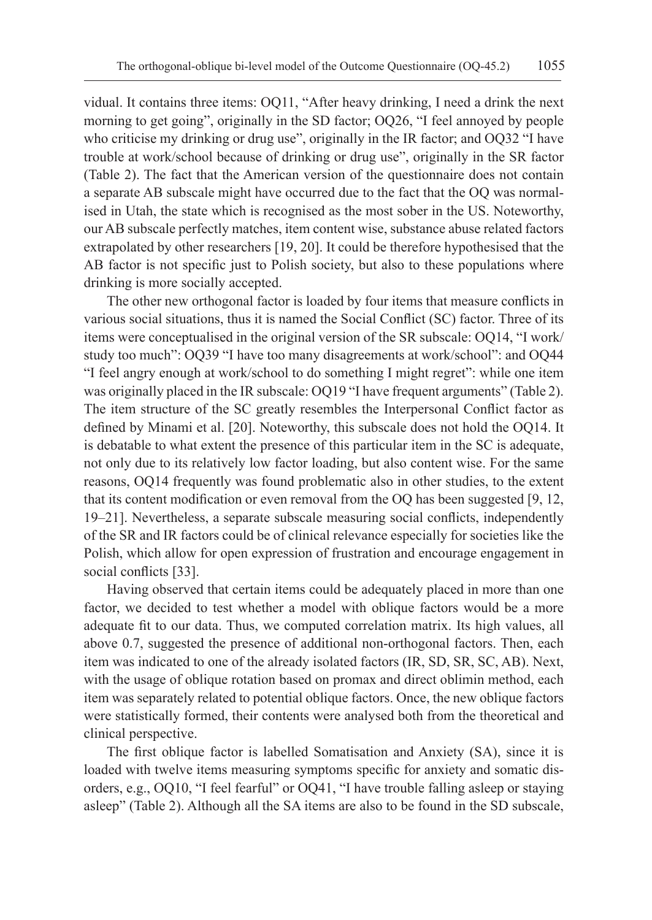vidual. It contains three items: OQ11, "After heavy drinking, I need a drink the next morning to get going", originally in the SD factor; OQ26, "I feel annoyed by people who criticise my drinking or drug use", originally in the IR factor; and OQ32 "I have trouble at work/school because of drinking or drug use", originally in the SR factor (Table 2). The fact that the American version of the questionnaire does not contain a separate AB subscale might have occurred due to the fact that the OQ was normalised in Utah, the state which is recognised as the most sober in the US. Noteworthy, our AB subscale perfectly matches, item content wise, substance abuse related factors extrapolated by other researchers [19, 20]. It could be therefore hypothesised that the AB factor is not specific just to Polish society, but also to these populations where drinking is more socially accepted.

The other new orthogonal factor is loaded by four items that measure conflicts in various social situations, thus it is named the Social Conflict (SC) factor. Three of its items were conceptualised in the original version of the SR subscale: OQ14, "I work/study too much": OQ39 "I have too many disagreements at work/school": and OQ44 "I feel angry enough at work/school to do something I might regret": while one item was originally placed in the IR subscale: OQ19 "I have frequent arguments" (Table 2). The item structure of the SC greatly resembles the Interpersonal Conflict factor as defined by Minami et al. [20]. Noteworthy, this subscale does not hold the OQ14. It is debatable to what extent the presence of this particular item in the SC is adequate, not only due to its relatively low factor loading, but also content wise. For the same reasons, OQ14 frequently was found problematic also in other studies, to the extent that its content modification or even removal from the OQ has been suggested [9, 12, 19–21]. Nevertheless, a separate subscale measuring social conflicts, independently of the SR and IR factors could be of clinical relevance especially for societies like the Polish, which allow for open expression of frustration and encourage engagement in social conflicts [33].

Having observed that certain items could be adequately placed in more than one factor, we decided to test whether a model with oblique factors would be a more adequate fit to our data. Thus, we computed correlation matrix. Its high values, all above 0.7, suggested the presence of additional non-orthogonal factors. Then, each item was indicated to one of the already isolated factors (IR, SD, SR, SC, AB). Next, with the usage of oblique rotation based on promax and direct oblimin method, each item was separately related to potential oblique factors. Once, the new oblique factors were statistically formed, their contents were analysed both from the theoretical and clinical perspective.

The first oblique factor is labelled Somatisation and Anxiety (SA), since it is loaded with twelve items measuring symptoms specific for anxiety and somatic disorders, e.g., OQ10, "I feel fearful" or OQ41, "I have trouble falling asleep or staying asleep" (Table 2). Although all the SA items are also to be found in the SD subscale,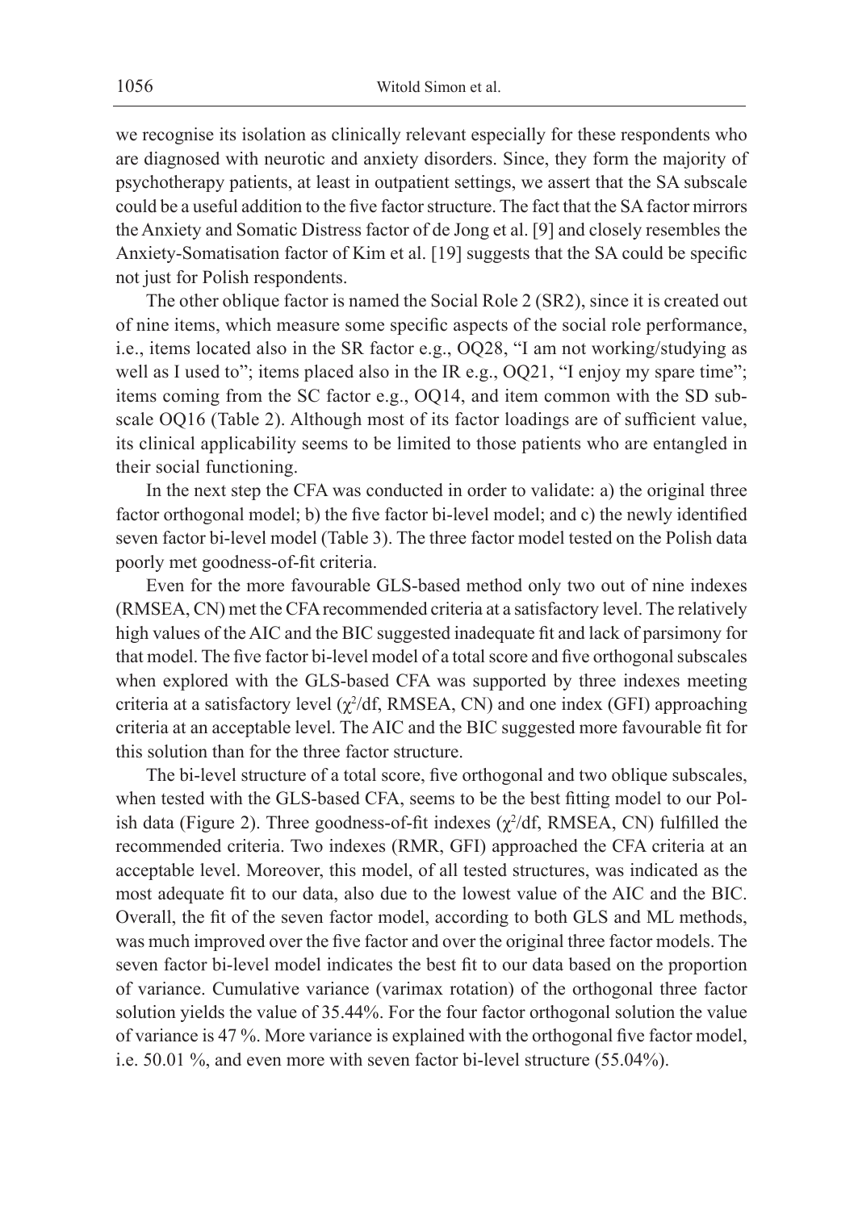we recognise its isolation as clinically relevant especially for these respondents who are diagnosed with neurotic and anxiety disorders. Since, they form the majority of psychotherapy patients, at least in outpatient settings, we assert that the SA subscale could be a useful addition to the five factor structure. The fact that the SA factor mirrors the Anxiety and Somatic Distress factor of de Jong et al. [9] and closely resembles the Anxiety-Somatisation factor of Kim et al. [19] suggests that the SA could be specific not just for Polish respondents.

The other oblique factor is named the Social Role 2 (SR2), since it is created out of nine items, which measure some specific aspects of the social role performance, i.e., items located also in the SR factor e.g., OQ28, "I am not working/studying as well as I used to"; items placed also in the IR e.g., OQ21, "I enjoy my spare time"; items coming from the SC factor e.g., OQ14, and item common with the SD subscale OQ16 (Table 2). Although most of its factor loadings are of sufficient value, its clinical applicability seems to be limited to those patients who are entangled in their social functioning.

In the next step the CFA was conducted in order to validate: a) the original three factor orthogonal model; b) the five factor bi-level model; and c) the newly identified seven factor bi-level model (Table 3). The three factor model tested on the Polish data poorly met goodness-of-fit criteria.

Even for the more favourable GLS-based method only two out of nine indexes (RMSEA, CN) met the CFA recommended criteria at a satisfactory level. The relatively high values of the AIC and the BIC suggested inadequate fit and lack of parsimony for that model. The five factor bi-level model of a total score and five orthogonal subscales when explored with the GLS-based CFA was supported by three indexes meeting criteria at a satisfactory level ($\chi^2$/df, RMSEA, CN) and one index (GFI) approaching criteria at an acceptable level. The AIC and the BIC suggested more favourable fit for this solution than for the three factor structure.

The bi-level structure of a total score, five orthogonal and two oblique subscales, when tested with the GLS-based CFA, seems to be the best fitting model to our Polish data (Figure 2). Three goodness-of-fit indexes ($\chi^2$/df, RMSEA, CN) fulfilled the recommended criteria. Two indexes (RMR, GFI) approached the CFA criteria at an acceptable level. Moreover, this model, of all tested structures, was indicated as the most adequate fit to our data, also due to the lowest value of the AIC and the BIC. Overall, the fit of the seven factor model, according to both GLS and ML methods, was much improved over the five factor and over the original three factor models. The seven factor bi-level model indicates the best fit to our data based on the proportion of variance. Cumulative variance (varimax rotation) of the orthogonal three factor solution yields the value of 35.44%. For the four factor orthogonal solution the value of variance is 47 %. More variance is explained with the orthogonal five factor model, i.e. 50.01 %, and even more with seven factor bi-level structure (55.04%).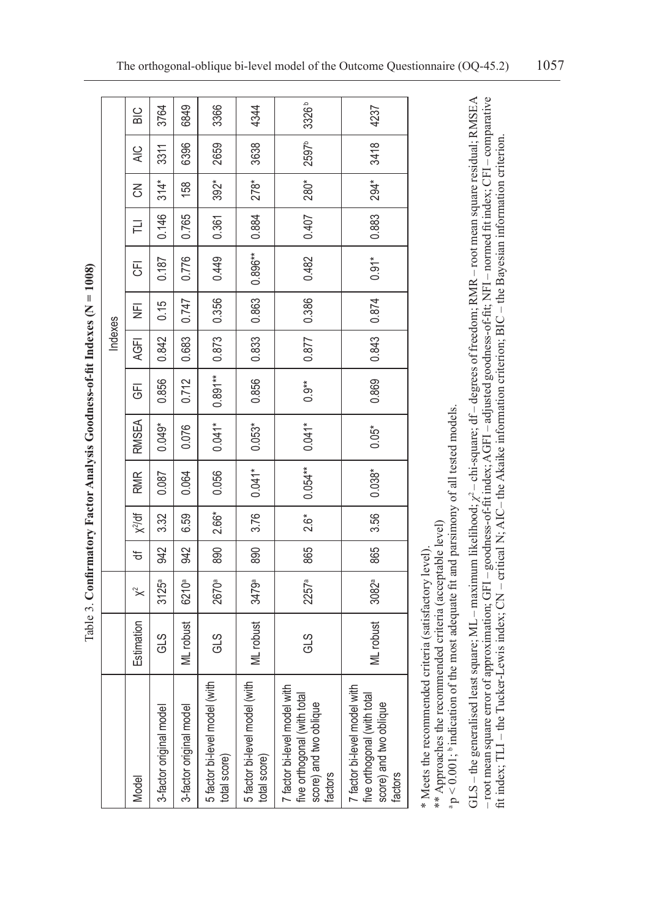Table 3. **Confirmatory Factor Analysis Goodness-of-fit Indexes (N = 1008)**

| Model | Estimation | Indexes | | | | | | | | | | | | | |
|---|---|---|---|---|---|---|---|---|---|---|---|---|---|---|---|
| | | $\chi^2$ | df | $\chi^2$/df | RMR | RMSEA | GFI | AGFI | NFI | CFI | TLI | CN | AIC | BIC |
| 3-factor original model | GLS | 3125[a] | 942 | 3.32 | 0.087 | 0.049* | 0.856 | 0.842 | 0.15 | 0.187 | 0.146 | 314* | 3311 | 3764 |
| 3-factor original model | ML robust | 6210[a] | 942 | 6.59 | 0.064 | 0.076 | 0.712 | 0.683 | 0.747 | 0.776 | 0.765 | 158 | 6396 | 6849 |
| 5 factor bi-level model (with total score) | GLS | 2670[a] | 890 | 2.66* | 0.056 | 0.041* | 0.891** | 0.873 | 0.356 | 0.449 | 0.361 | 392* | 2659 | 3366 |
| 5 factor bi-level model (with total score) | ML robust | 3479[a] | 890 | 3.76 | 0.041* | 0.053* | 0.856 | 0.833 | 0.863 | 0.896** | 0.884 | 278* | 3638 | 4344 |
| 7 factor bi-level model with five orthogonal (with total score) and two oblique factors | GLS | 2257[a] | 865 | 2.6* | 0.054** | 0.041* | 0.9** | 0.877 | 0.386 | 0.482 | 0.407 | 280* | 2597[b] | 3326[b] |
| 7 factor bi-level model with five orthogonal (with total score) and two oblique factors | ML robust | 3082[a] | 865 | 3.56 | 0.038* | 0.05* | 0.869 | 0.843 | 0.874 | 0.91* | 0.883 | 294* | 3418 | 4237 |

\* Meets the recommended criteria (satisfactory level).
\*\* Approaches the recommended criteria (acceptable level)
[a] $p < 0.001$; [b] indication of the most adequate fit and parsimony of all tested models.

GLS – the generalised least square; ML – maximum likelihood; $\chi^2$ – chi-square; df – degrees of freedom; RMR – root mean square residual; RMSEA – root mean square error of approximation; GFI – goodness-of-fit index; AGFI – adjusted goodness-of-fit; NFI – normed fit index; CFI – comparative fit index; TLI – the Tucker-Lewis index; CN – critical N; AIC – the Akaike information criterion; BIC – the Bayesian information criterion.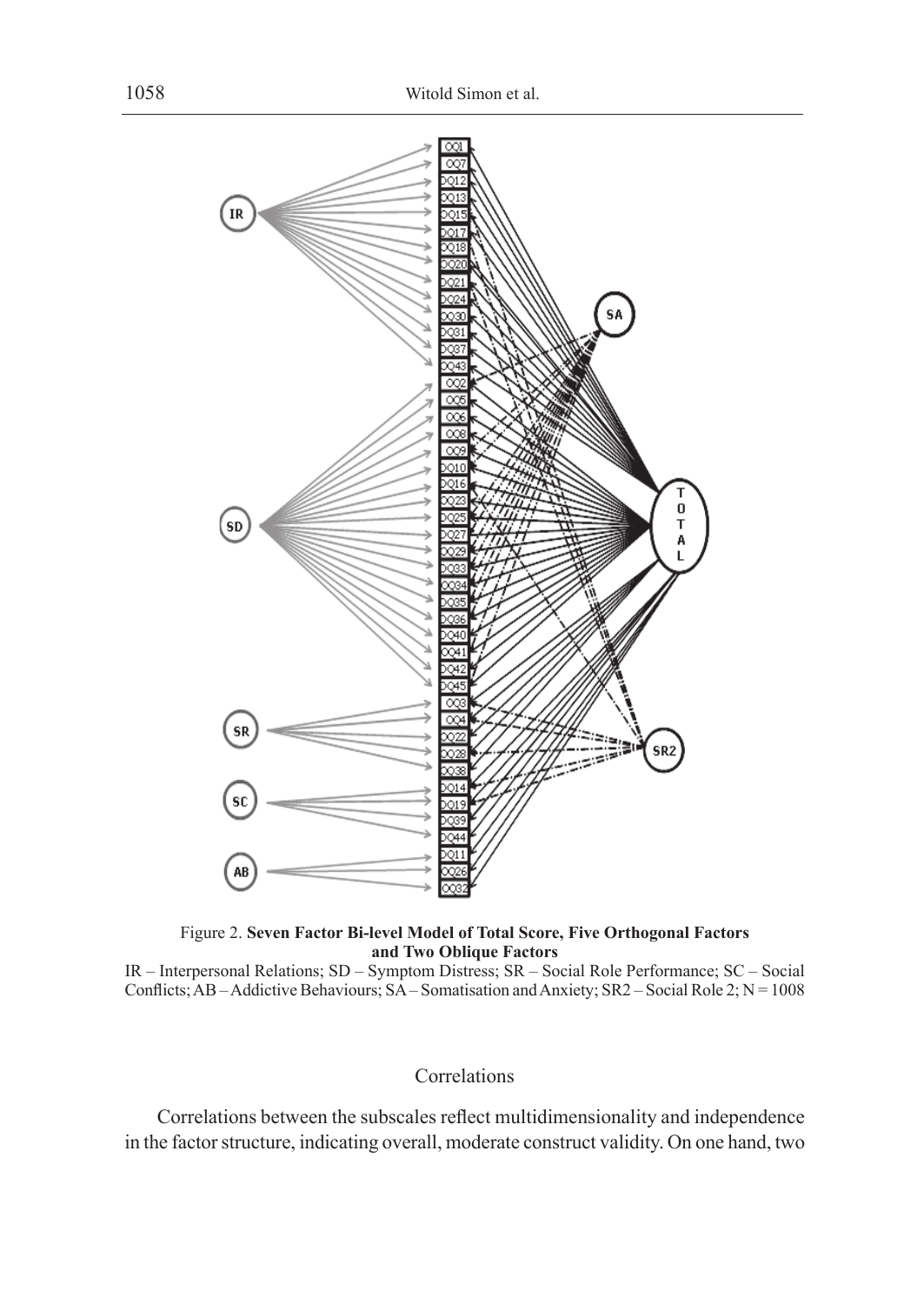Figure 2. **Seven Factor Bi-level Model of Total Score, Five Orthogonal Factors and Two Oblique Factors**

IR – Interpersonal Relations; SD – Symptom Distress; SR – Social Role Performance; SC – Social Conflicts; AB – Addictive Behaviours; SA – Somatisation and Anxiety; SR2 – Social Role 2; N = 1008

## Correlations

Correlations between the subscales reflect multidimensionality and independence in the factor structure, indicating overall, moderate construct validity. On one hand, two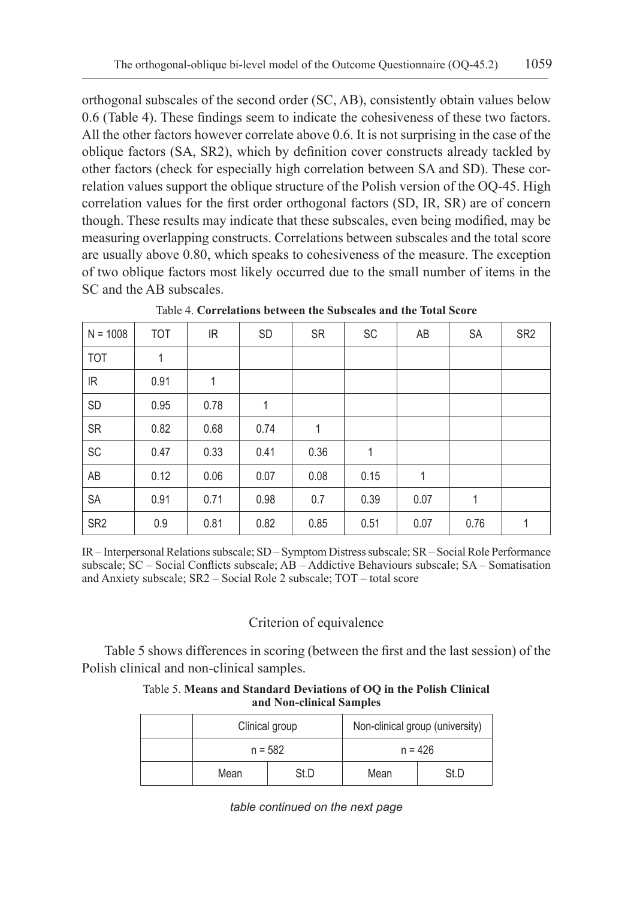orthogonal subscales of the second order (SC, AB), consistently obtain values below 0.6 (Table 4). These findings seem to indicate the cohesiveness of these two factors. All the other factors however correlate above 0.6. It is not surprising in the case of the oblique factors (SA, SR2), which by definition cover constructs already tackled by other factors (check for especially high correlation between SA and SD). These correlation values support the oblique structure of the Polish version of the OQ-45. High correlation values for the first order orthogonal factors (SD, IR, SR) are of concern though. These results may indicate that these subscales, even being modified, may be measuring overlapping constructs. Correlations between subscales and the total score are usually above 0.80, which speaks to cohesiveness of the measure. The exception of two oblique factors most likely occurred due to the small number of items in the SC and the AB subscales.

Table 4. **Correlations between the Subscales and the Total Score**

| N = 1008 | TOT | IR | SD | SR | SC | AB | SA | SR2 |
|---|---|---|---|---|---|---|---|---|
| TOT | 1 | | | | | | | |
| IR | 0.91 | 1 | | | | | | |
| SD | 0.95 | 0.78 | 1 | | | | | |
| SR | 0.82 | 0.68 | 0.74 | 1 | | | | |
| SC | 0.47 | 0.33 | 0.41 | 0.36 | 1 | | | |
| AB | 0.12 | 0.06 | 0.07 | 0.08 | 0.15 | 1 | | |
| SA | 0.91 | 0.71 | 0.98 | 0.7 | 0.39 | 0.07 | 1 | |
| SR2 | 0.9 | 0.81 | 0.82 | 0.85 | 0.51 | 0.07 | 0.76 | 1 |

IR – Interpersonal Relations subscale; SD – Symptom Distress subscale; SR – Social Role Performance subscale; SC – Social Conflicts subscale; AB – Addictive Behaviours subscale; SA – Somatisation and Anxiety subscale; SR2 – Social Role 2 subscale; TOT – total score

## Criterion of equivalence

Table 5 shows differences in scoring (between the first and the last session) of the Polish clinical and non-clinical samples.

Table 5. **Means and Standard Deviations of OQ in the Polish Clinical and Non-clinical Samples**

| | Clinical group | | Non-clinical group (university) | |
|---|---|---|---|---|
| | n = 582 | | n = 426 | |
| | Mean | St.D | Mean | St.D |

*table continued on the next page*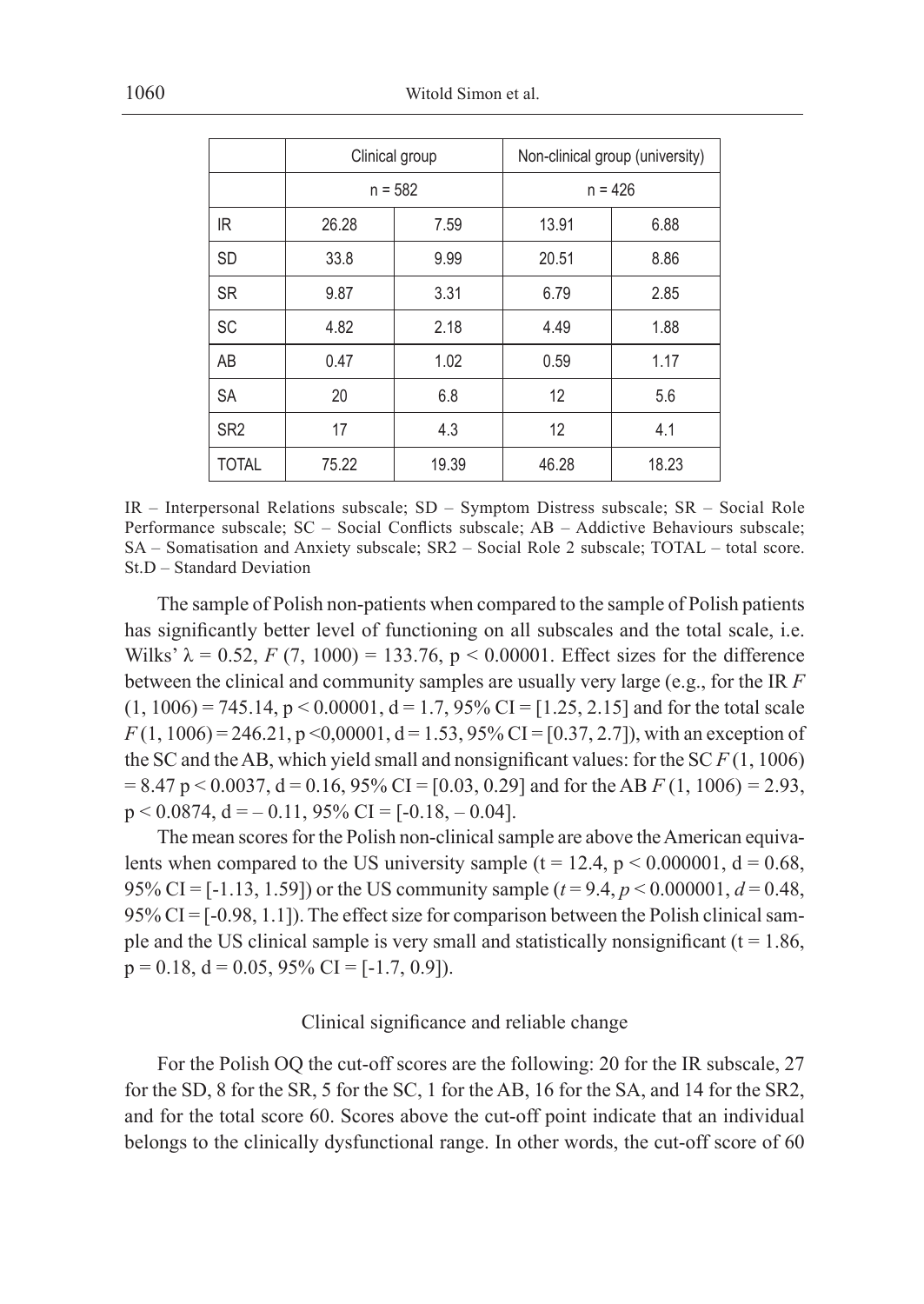| | Clinical group | | Non-clinical group (university) | |
|---|---|---|---|---|
| | n = 582 | | n = 426 | |
| IR | 26.28 | 7.59 | 13.91 | 6.88 |
| SD | 33.8 | 9.99 | 20.51 | 8.86 |
| SR | 9.87 | 3.31 | 6.79 | 2.85 |
| SC | 4.82 | 2.18 | 4.49 | 1.88 |
| AB | 0.47 | 1.02 | 0.59 | 1.17 |
| SA | 20 | 6.8 | 12 | 5.6 |
| SR2 | 17 | 4.3 | 12 | 4.1 |
| TOTAL | 75.22 | 19.39 | 46.28 | 18.23 |

IR – Interpersonal Relations subscale; SD – Symptom Distress subscale; SR – Social Role Performance subscale; SC – Social Conflicts subscale; AB – Addictive Behaviours subscale; SA – Somatisation and Anxiety subscale; SR2 – Social Role 2 subscale; TOTAL – total score. St.D – Standard Deviation

The sample of Polish non-patients when compared to the sample of Polish patients has significantly better level of functioning on all subscales and the total scale, i.e. Wilks' $\lambda = 0.52$, $F(7, 1000) = 133.76$, $p < 0.00001$. Effect sizes for the difference between the clinical and community samples are usually very large (e.g., for the IR $F(1, 1006) = 745.14$, $p < 0.00001$, $d = 1.7$, 95% CI = [1.25, 2.15] and for the total scale $F(1, 1006) = 246.21$, $p < 0{,}00001$, $d = 1.53$, 95% CI = [0.37, 2.7]), with an exception of the SC and the AB, which yield small and nonsignificant values: for the SC $F(1, 1006) = 8.47$ $p < 0.0037$, $d = 0.16$, 95% CI = [0.03, 0.29] and for the AB $F(1, 1006) = 2.93$, $p < 0.0874$, $d = -0.11$, 95% CI = [-0.18, – 0.04].

The mean scores for the Polish non-clinical sample are above the American equivalents when compared to the US university sample ($t = 12.4$, $p < 0.000001$, $d = 0.68$, 95% CI = [-1.13, 1.59]) or the US community sample ($t = 9.4$, $p < 0.000001$, $d = 0.48$, 95% CI = [-0.98, 1.1]). The effect size for comparison between the Polish clinical sample and the US clinical sample is very small and statistically nonsignificant ($t = 1.86$, $p = 0.18$, $d = 0.05$, 95% CI = [-1.7, 0.9]).

## Clinical significance and reliable change

For the Polish OQ the cut-off scores are the following: 20 for the IR subscale, 27 for the SD, 8 for the SR, 5 for the SC, 1 for the AB, 16 for the SA, and 14 for the SR2, and for the total score 60. Scores above the cut-off point indicate that an individual belongs to the clinically dysfunctional range. In other words, the cut-off score of 60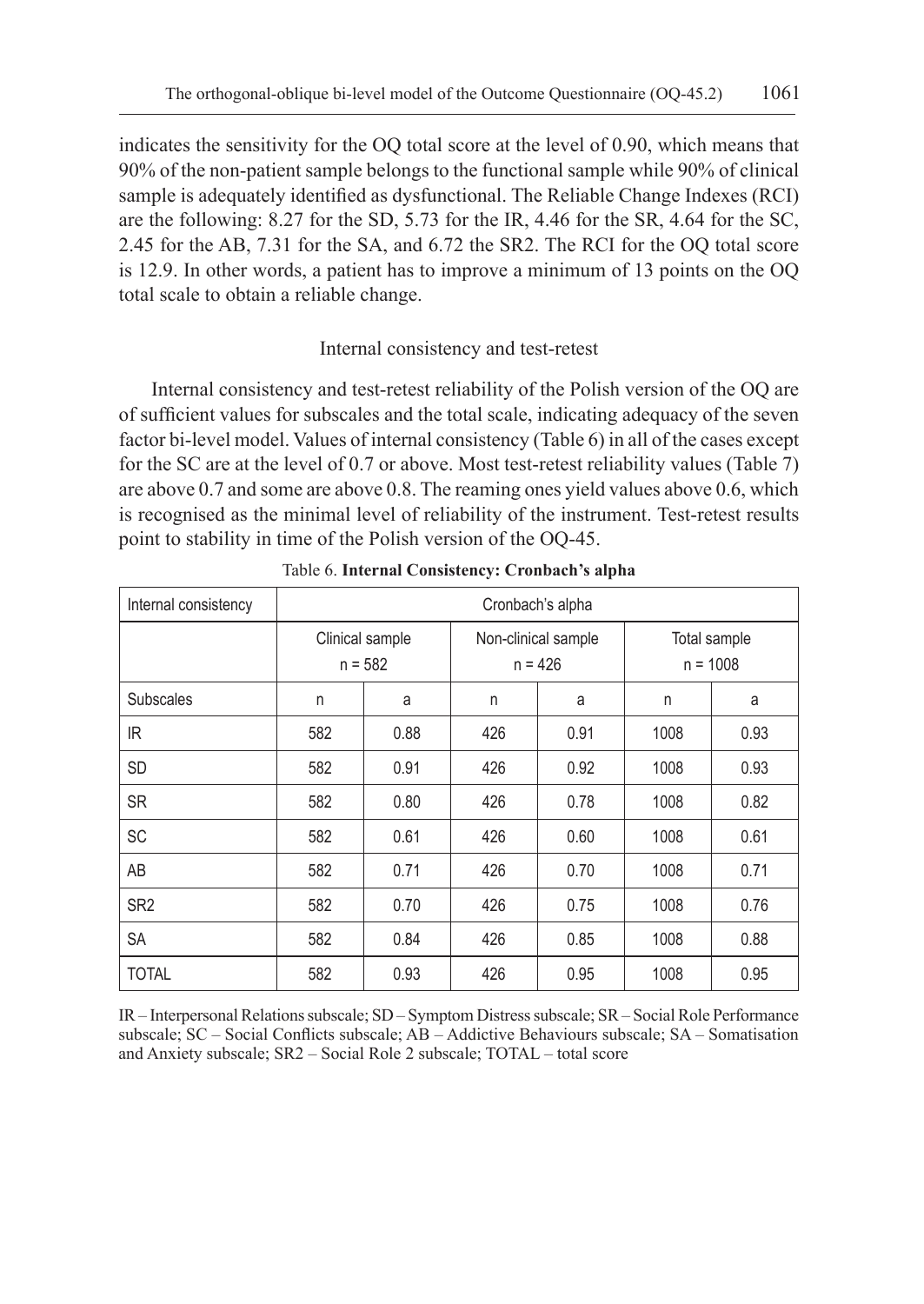indicates the sensitivity for the OQ total score at the level of 0.90, which means that 90% of the non-patient sample belongs to the functional sample while 90% of clinical sample is adequately identified as dysfunctional. The Reliable Change Indexes (RCI) are the following: 8.27 for the SD, 5.73 for the IR, 4.46 for the SR, 4.64 for the SC, 2.45 for the AB, 7.31 for the SA, and 6.72 the SR2. The RCI for the OQ total score is 12.9. In other words, a patient has to improve a minimum of 13 points on the OQ total scale to obtain a reliable change.

### Internal consistency and test-retest

Internal consistency and test-retest reliability of the Polish version of the OQ are of sufficient values for subscales and the total scale, indicating adequacy of the seven factor bi-level model. Values of internal consistency (Table 6) in all of the cases except for the SC are at the level of 0.7 or above. Most test-retest reliability values (Table 7) are above 0.7 and some are above 0.8. The reaming ones yield values above 0.6, which is recognised as the minimal level of reliability of the instrument. Test-retest results point to stability in time of the Polish version of the OQ-45.

Table 6. **Internal Consistency: Cronbach's alpha**

| Internal consistency | Cronbach's alpha | | | | | |
|---|---|---|---|---|---|---|
| | Clinical sample n = 582 | | Non-clinical sample n = 426 | | Total sample n = 1008 | |
| Subscales | n | a | n | a | n | a |
| IR | 582 | 0.88 | 426 | 0.91 | 1008 | 0.93 |
| SD | 582 | 0.91 | 426 | 0.92 | 1008 | 0.93 |
| SR | 582 | 0.80 | 426 | 0.78 | 1008 | 0.82 |
| SC | 582 | 0.61 | 426 | 0.60 | 1008 | 0.61 |
| AB | 582 | 0.71 | 426 | 0.70 | 1008 | 0.71 |
| SR2 | 582 | 0.70 | 426 | 0.75 | 1008 | 0.76 |
| SA | 582 | 0.84 | 426 | 0.85 | 1008 | 0.88 |
| TOTAL | 582 | 0.93 | 426 | 0.95 | 1008 | 0.95 |

IR – Interpersonal Relations subscale; SD – Symptom Distress subscale; SR – Social Role Performance subscale; SC – Social Conflicts subscale; AB – Addictive Behaviours subscale; SA – Somatisation and Anxiety subscale; SR2 – Social Role 2 subscale; TOTAL – total score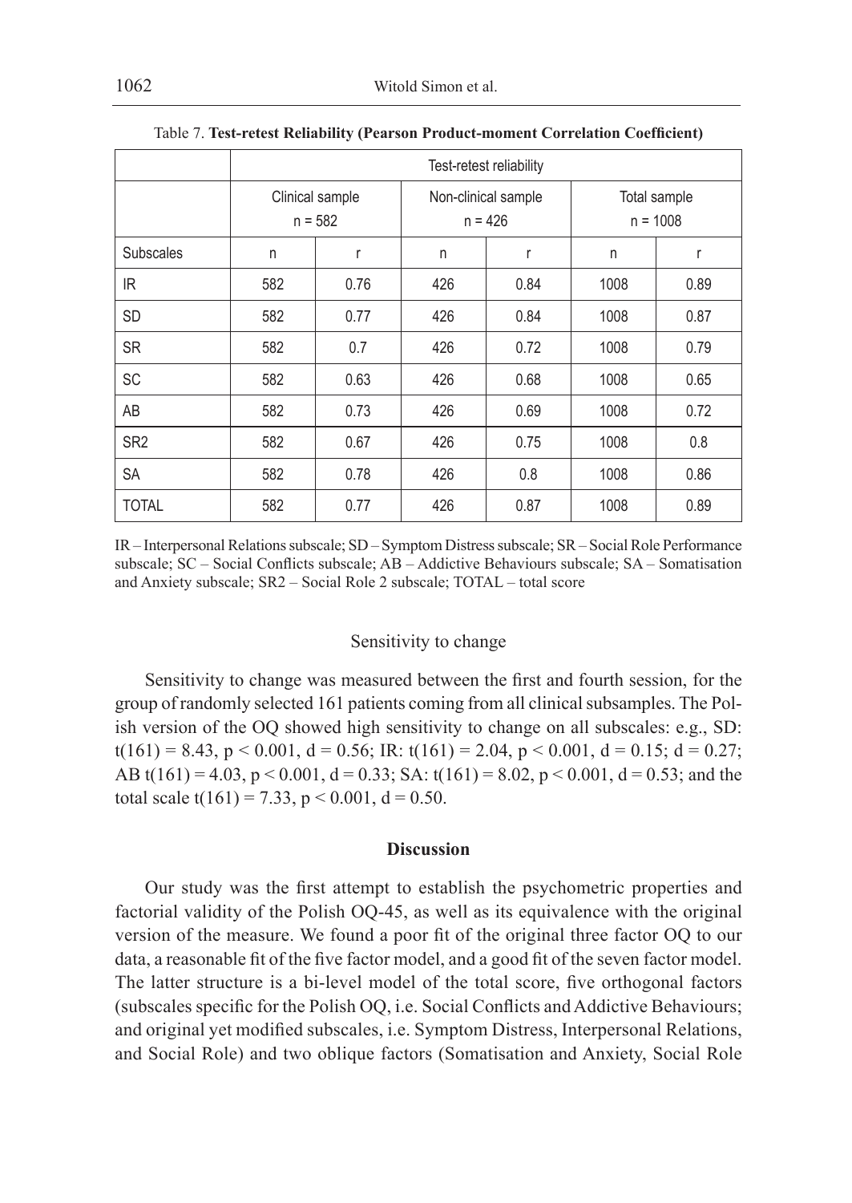Table 7. **Test-retest Reliability (Pearson Product-moment Correlation Coefficient)**

| | Test-retest reliability | | | | | |
|---|---|---|---|---|---|---|
| | Clinical sample $n = 582$ | | Non-clinical sample $n = 426$ | | Total sample $n = 1008$ | |
| Subscales | n | r | n | r | n | r |
| IR | 582 | 0.76 | 426 | 0.84 | 1008 | 0.89 |
| SD | 582 | 0.77 | 426 | 0.84 | 1008 | 0.87 |
| SR | 582 | 0.7 | 426 | 0.72 | 1008 | 0.79 |
| SC | 582 | 0.63 | 426 | 0.68 | 1008 | 0.65 |
| AB | 582 | 0.73 | 426 | 0.69 | 1008 | 0.72 |
| SR2 | 582 | 0.67 | 426 | 0.75 | 1008 | 0.8 |
| SA | 582 | 0.78 | 426 | 0.8 | 1008 | 0.86 |
| TOTAL | 582 | 0.77 | 426 | 0.87 | 1008 | 0.89 |

IR – Interpersonal Relations subscale; SD – Symptom Distress subscale; SR – Social Role Performance subscale; SC – Social Conflicts subscale; AB – Addictive Behaviours subscale; SA – Somatisation and Anxiety subscale; SR2 – Social Role 2 subscale; TOTAL – total score

### Sensitivity to change

Sensitivity to change was measured between the first and fourth session, for the group of randomly selected 161 patients coming from all clinical subsamples. The Polish version of the OQ showed high sensitivity to change on all subscales: e.g., SD: $t(161) = 8.43$, $p < 0.001$, $d = 0.56$; IR: $t(161) = 2.04$, $p < 0.001$, $d = 0.15$; $d = 0.27$; AB $t(161) = 4.03$, $p < 0.001$, $d = 0.33$; SA: $t(161) = 8.02$, $p < 0.001$, $d = 0.53$; and the total scale $t(161) = 7.33$, $p < 0.001$, $d = 0.50$.

## Discussion

Our study was the first attempt to establish the psychometric properties and factorial validity of the Polish OQ-45, as well as its equivalence with the original version of the measure. We found a poor fit of the original three factor OQ to our data, a reasonable fit of the five factor model, and a good fit of the seven factor model. The latter structure is a bi-level model of the total score, five orthogonal factors (subscales specific for the Polish OQ, i.e. Social Conflicts and Addictive Behaviours; and original yet modified subscales, i.e. Symptom Distress, Interpersonal Relations, and Social Role) and two oblique factors (Somatisation and Anxiety, Social Role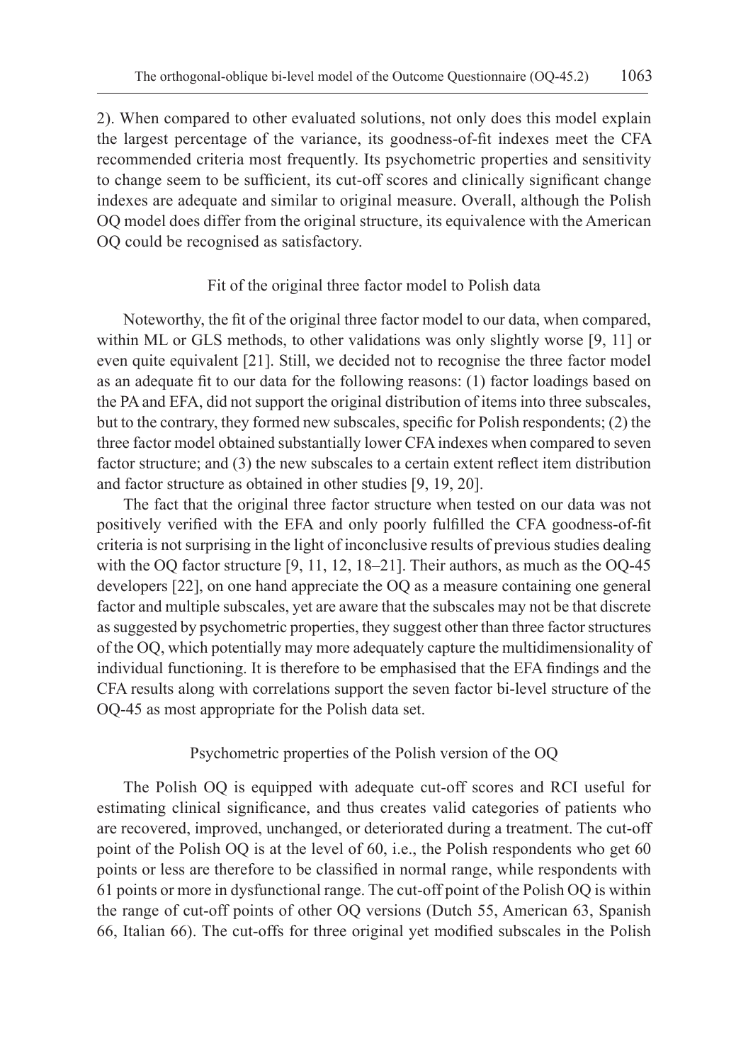2). When compared to other evaluated solutions, not only does this model explain the largest percentage of the variance, its goodness-of-fit indexes meet the CFA recommended criteria most frequently. Its psychometric properties and sensitivity to change seem to be sufficient, its cut-off scores and clinically significant change indexes are adequate and similar to original measure. Overall, although the Polish OQ model does differ from the original structure, its equivalence with the American OQ could be recognised as satisfactory.

### Fit of the original three factor model to Polish data

Noteworthy, the fit of the original three factor model to our data, when compared, within ML or GLS methods, to other validations was only slightly worse [9, 11] or even quite equivalent [21]. Still, we decided not to recognise the three factor model as an adequate fit to our data for the following reasons: (1) factor loadings based on the PA and EFA, did not support the original distribution of items into three subscales, but to the contrary, they formed new subscales, specific for Polish respondents; (2) the three factor model obtained substantially lower CFA indexes when compared to seven factor structure; and (3) the new subscales to a certain extent reflect item distribution and factor structure as obtained in other studies [9, 19, 20].

The fact that the original three factor structure when tested on our data was not positively verified with the EFA and only poorly fulfilled the CFA goodness-of-fit criteria is not surprising in the light of inconclusive results of previous studies dealing with the OQ factor structure [9, 11, 12, 18–21]. Their authors, as much as the OQ-45 developers [22], on one hand appreciate the OQ as a measure containing one general factor and multiple subscales, yet are aware that the subscales may not be that discrete as suggested by psychometric properties, they suggest other than three factor structures of the OQ, which potentially may more adequately capture the multidimensionality of individual functioning. It is therefore to be emphasised that the EFA findings and the CFA results along with correlations support the seven factor bi-level structure of the OQ-45 as most appropriate for the Polish data set.

### Psychometric properties of the Polish version of the OQ

The Polish OQ is equipped with adequate cut-off scores and RCI useful for estimating clinical significance, and thus creates valid categories of patients who are recovered, improved, unchanged, or deteriorated during a treatment. The cut-off point of the Polish OQ is at the level of 60, i.e., the Polish respondents who get 60 points or less are therefore to be classified in normal range, while respondents with 61 points or more in dysfunctional range. The cut-off point of the Polish OQ is within the range of cut-off points of other OQ versions (Dutch 55, American 63, Spanish 66, Italian 66). The cut-offs for three original yet modified subscales in the Polish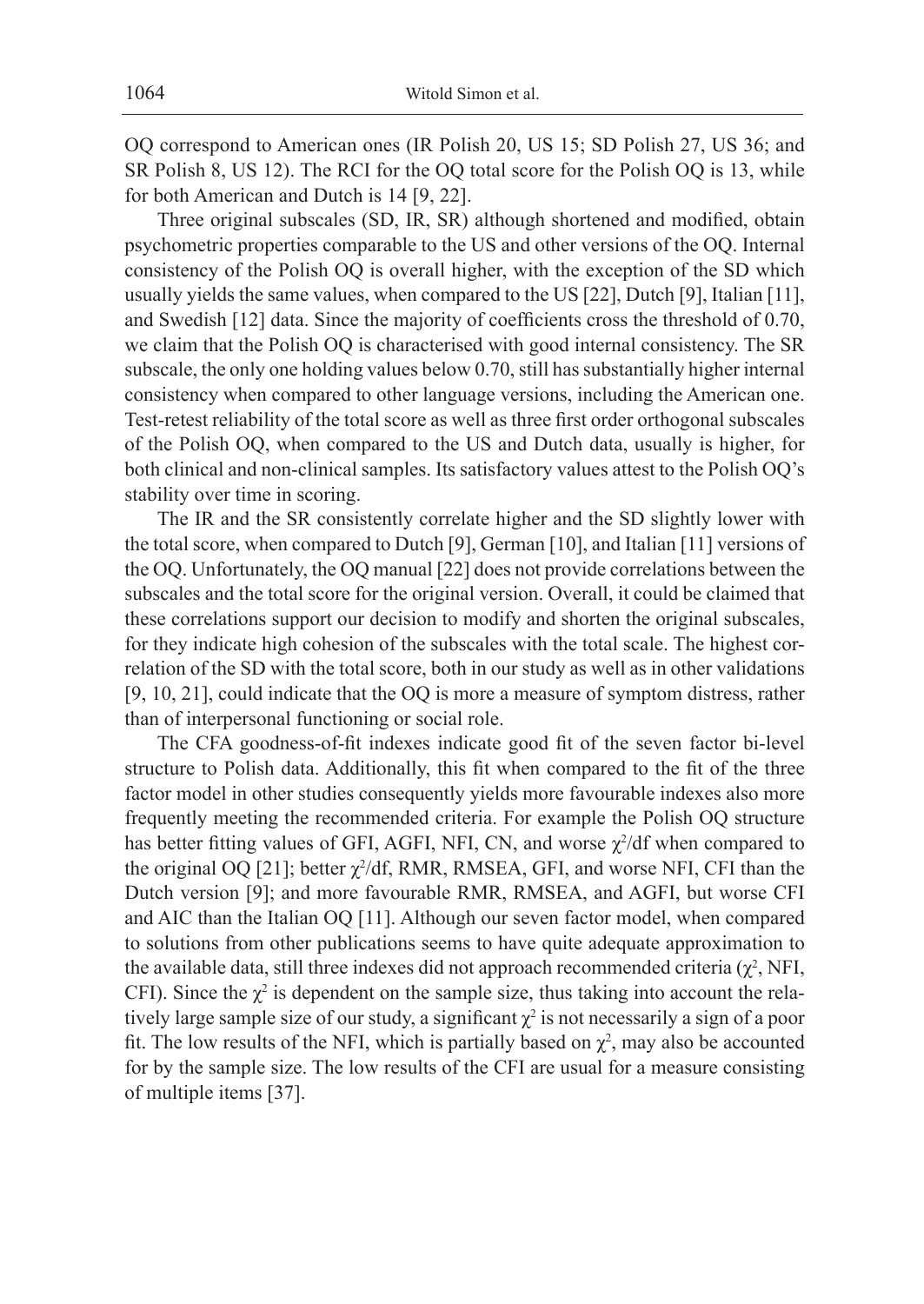OQ correspond to American ones (IR Polish 20, US 15; SD Polish 27, US 36; and SR Polish 8, US 12). The RCI for the OQ total score for the Polish OQ is 13, while for both American and Dutch is 14 [9, 22].

Three original subscales (SD, IR, SR) although shortened and modified, obtain psychometric properties comparable to the US and other versions of the OQ. Internal consistency of the Polish OQ is overall higher, with the exception of the SD which usually yields the same values, when compared to the US [22], Dutch [9], Italian [11], and Swedish [12] data. Since the majority of coefficients cross the threshold of 0.70, we claim that the Polish OQ is characterised with good internal consistency. The SR subscale, the only one holding values below 0.70, still has substantially higher internal consistency when compared to other language versions, including the American one. Test-retest reliability of the total score as well as three first order orthogonal subscales of the Polish OQ, when compared to the US and Dutch data, usually is higher, for both clinical and non-clinical samples. Its satisfactory values attest to the Polish OQ's stability over time in scoring.

The IR and the SR consistently correlate higher and the SD slightly lower with the total score, when compared to Dutch [9], German [10], and Italian [11] versions of the OQ. Unfortunately, the OQ manual [22] does not provide correlations between the subscales and the total score for the original version. Overall, it could be claimed that these correlations support our decision to modify and shorten the original subscales, for they indicate high cohesion of the subscales with the total scale. The highest correlation of the SD with the total score, both in our study as well as in other validations [9, 10, 21], could indicate that the OQ is more a measure of symptom distress, rather than of interpersonal functioning or social role.

The CFA goodness-of-fit indexes indicate good fit of the seven factor bi-level structure to Polish data. Additionally, this fit when compared to the fit of the three factor model in other studies consequently yields more favourable indexes also more frequently meeting the recommended criteria. For example the Polish OQ structure has better fitting values of GFI, AGFI, NFI, CN, and worse $\chi^2$/df when compared to the original OQ [21]; better $\chi^2$/df, RMR, RMSEA, GFI, and worse NFI, CFI than the Dutch version [9]; and more favourable RMR, RMSEA, and AGFI, but worse CFI and AIC than the Italian OQ [11]. Although our seven factor model, when compared to solutions from other publications seems to have quite adequate approximation to the available data, still three indexes did not approach recommended criteria ($\chi^2$, NFI, CFI). Since the $\chi^2$ is dependent on the sample size, thus taking into account the relatively large sample size of our study, a significant $\chi^2$ is not necessarily a sign of a poor fit. The low results of the NFI, which is partially based on $\chi^2$, may also be accounted for by the sample size. The low results of the CFI are usual for a measure consisting of multiple items [37].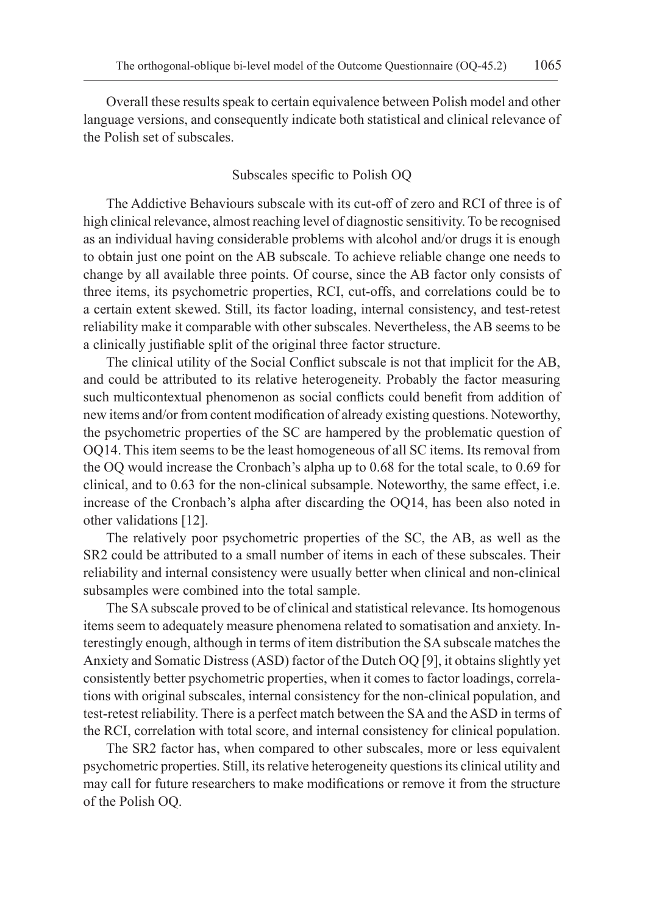Overall these results speak to certain equivalence between Polish model and other language versions, and consequently indicate both statistical and clinical relevance of the Polish set of subscales.

### Subscales specific to Polish OQ

The Addictive Behaviours subscale with its cut-off of zero and RCI of three is of high clinical relevance, almost reaching level of diagnostic sensitivity. To be recognised as an individual having considerable problems with alcohol and/or drugs it is enough to obtain just one point on the AB subscale. To achieve reliable change one needs to change by all available three points. Of course, since the AB factor only consists of three items, its psychometric properties, RCI, cut-offs, and correlations could be to a certain extent skewed. Still, its factor loading, internal consistency, and test-retest reliability make it comparable with other subscales. Nevertheless, the AB seems to be a clinically justifiable split of the original three factor structure.

The clinical utility of the Social Conflict subscale is not that implicit for the AB, and could be attributed to its relative heterogeneity. Probably the factor measuring such multicontextual phenomenon as social conflicts could benefit from addition of new items and/or from content modification of already existing questions. Noteworthy, the psychometric properties of the SC are hampered by the problematic question of OQ14. This item seems to be the least homogeneous of all SC items. Its removal from the OQ would increase the Cronbach's alpha up to 0.68 for the total scale, to 0.69 for clinical, and to 0.63 for the non-clinical subsample. Noteworthy, the same effect, i.e. increase of the Cronbach's alpha after discarding the OQ14, has been also noted in other validations [12].

The relatively poor psychometric properties of the SC, the AB, as well as the SR2 could be attributed to a small number of items in each of these subscales. Their reliability and internal consistency were usually better when clinical and non-clinical subsamples were combined into the total sample.

The SA subscale proved to be of clinical and statistical relevance. Its homogenous items seem to adequately measure phenomena related to somatisation and anxiety. Interestingly enough, although in terms of item distribution the SA subscale matches the Anxiety and Somatic Distress (ASD) factor of the Dutch OQ [9], it obtains slightly yet consistently better psychometric properties, when it comes to factor loadings, correlations with original subscales, internal consistency for the non-clinical population, and test-retest reliability. There is a perfect match between the SA and the ASD in terms of the RCI, correlation with total score, and internal consistency for clinical population.

The SR2 factor has, when compared to other subscales, more or less equivalent psychometric properties. Still, its relative heterogeneity questions its clinical utility and may call for future researchers to make modifications or remove it from the structure of the Polish OQ.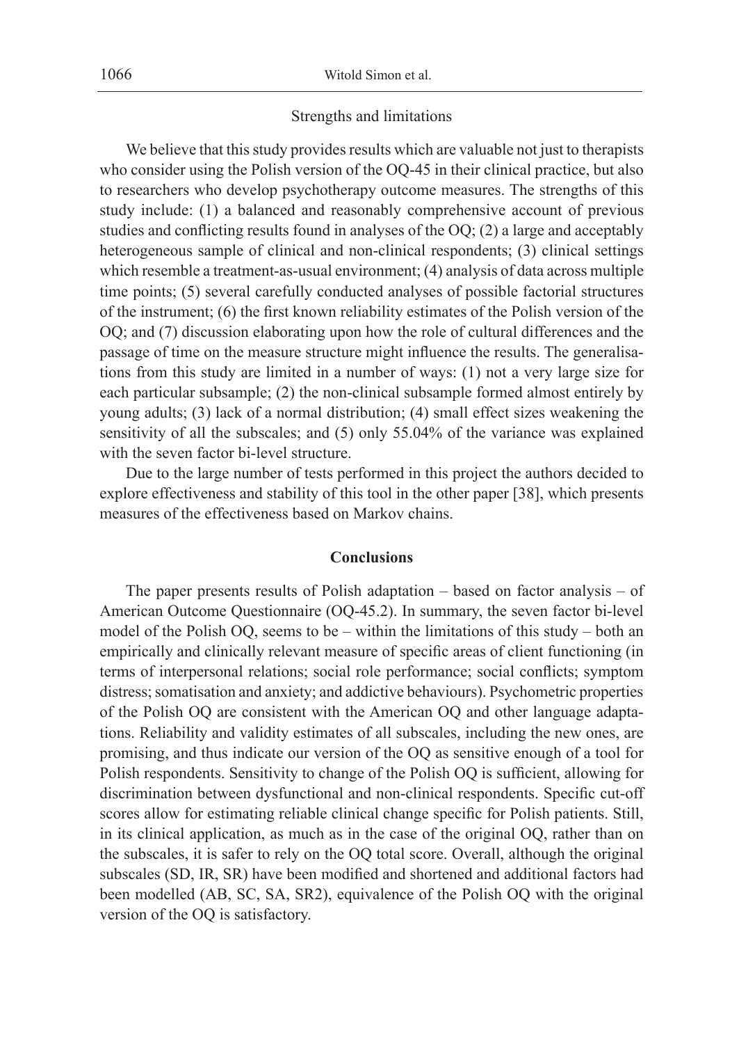### Strengths and limitations

We believe that this study provides results which are valuable not just to therapists who consider using the Polish version of the OQ-45 in their clinical practice, but also to researchers who develop psychotherapy outcome measures. The strengths of this study include: (1) a balanced and reasonably comprehensive account of previous studies and conflicting results found in analyses of the OQ; (2) a large and acceptably heterogeneous sample of clinical and non-clinical respondents; (3) clinical settings which resemble a treatment-as-usual environment; (4) analysis of data across multiple time points; (5) several carefully conducted analyses of possible factorial structures of the instrument; (6) the first known reliability estimates of the Polish version of the OQ; and (7) discussion elaborating upon how the role of cultural differences and the passage of time on the measure structure might influence the results. The generalisations from this study are limited in a number of ways: (1) not a very large size for each particular subsample; (2) the non-clinical subsample formed almost entirely by young adults; (3) lack of a normal distribution; (4) small effect sizes weakening the sensitivity of all the subscales; and (5) only 55.04% of the variance was explained with the seven factor bi-level structure.

Due to the large number of tests performed in this project the authors decided to explore effectiveness and stability of this tool in the other paper [38], which presents measures of the effectiveness based on Markov chains.

## Conclusions

The paper presents results of Polish adaptation – based on factor analysis – of American Outcome Questionnaire (OQ-45.2). In summary, the seven factor bi-level model of the Polish OQ, seems to be – within the limitations of this study – both an empirically and clinically relevant measure of specific areas of client functioning (in terms of interpersonal relations; social role performance; social conflicts; symptom distress; somatisation and anxiety; and addictive behaviours). Psychometric properties of the Polish OQ are consistent with the American OQ and other language adaptations. Reliability and validity estimates of all subscales, including the new ones, are promising, and thus indicate our version of the OQ as sensitive enough of a tool for Polish respondents. Sensitivity to change of the Polish OQ is sufficient, allowing for discrimination between dysfunctional and non-clinical respondents. Specific cut-off scores allow for estimating reliable clinical change specific for Polish patients. Still, in its clinical application, as much as in the case of the original OQ, rather than on the subscales, it is safer to rely on the OQ total score. Overall, although the original subscales (SD, IR, SR) have been modified and shortened and additional factors had been modelled (AB, SC, SA, SR2), equivalence of the Polish OQ with the original version of the OQ is satisfactory.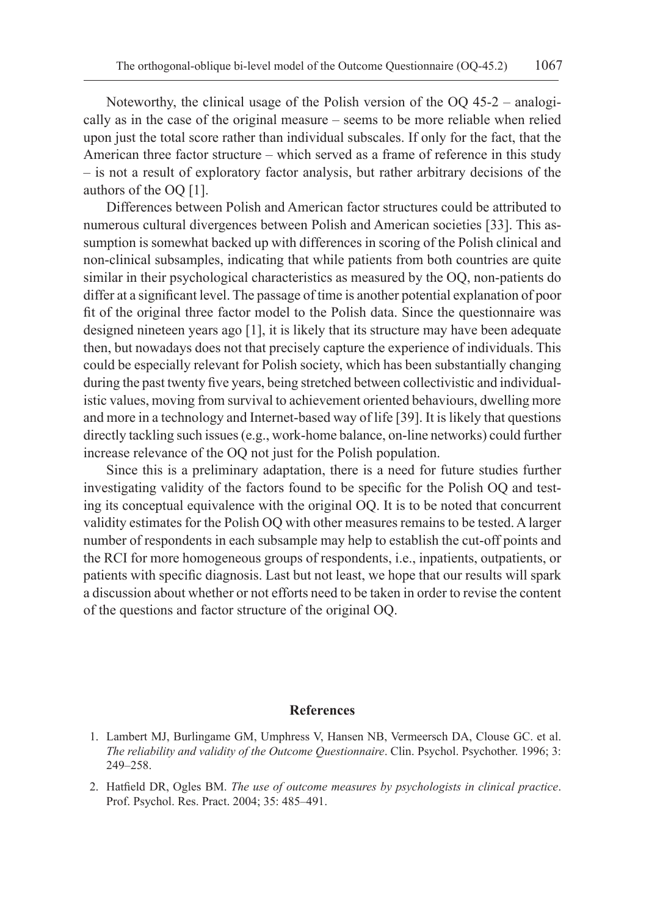Noteworthy, the clinical usage of the Polish version of the OQ 45-2 – analogically as in the case of the original measure – seems to be more reliable when relied upon just the total score rather than individual subscales. If only for the fact, that the American three factor structure – which served as a frame of reference in this study – is not a result of exploratory factor analysis, but rather arbitrary decisions of the authors of the OQ [1].

Differences between Polish and American factor structures could be attributed to numerous cultural divergences between Polish and American societies [33]. This assumption is somewhat backed up with differences in scoring of the Polish clinical and non-clinical subsamples, indicating that while patients from both countries are quite similar in their psychological characteristics as measured by the OQ, non-patients do differ at a significant level. The passage of time is another potential explanation of poor fit of the original three factor model to the Polish data. Since the questionnaire was designed nineteen years ago [1], it is likely that its structure may have been adequate then, but nowadays does not that precisely capture the experience of individuals. This could be especially relevant for Polish society, which has been substantially changing during the past twenty five years, being stretched between collectivistic and individualistic values, moving from survival to achievement oriented behaviours, dwelling more and more in a technology and Internet-based way of life [39]. It is likely that questions directly tackling such issues (e.g., work-home balance, on-line networks) could further increase relevance of the OQ not just for the Polish population.

Since this is a preliminary adaptation, there is a need for future studies further investigating validity of the factors found to be specific for the Polish OQ and testing its conceptual equivalence with the original OQ. It is to be noted that concurrent validity estimates for the Polish OQ with other measures remains to be tested. A larger number of respondents in each subsample may help to establish the cut-off points and the RCI for more homogeneous groups of respondents, i.e., inpatients, outpatients, or patients with specific diagnosis. Last but not least, we hope that our results will spark a discussion about whether or not efforts need to be taken in order to revise the content of the questions and factor structure of the original OQ.

## References

1. Lambert MJ, Burlingame GM, Umphress V, Hansen NB, Vermeersch DA, Clouse GC. et al. *The reliability and validity of the Outcome Questionnaire*. Clin. Psychol. Psychother. 1996; 3: 249–258.
2. Hatfield DR, Ogles BM. *The use of outcome measures by psychologists in clinical practice*. Prof. Psychol. Res. Pract. 2004; 35: 485–491.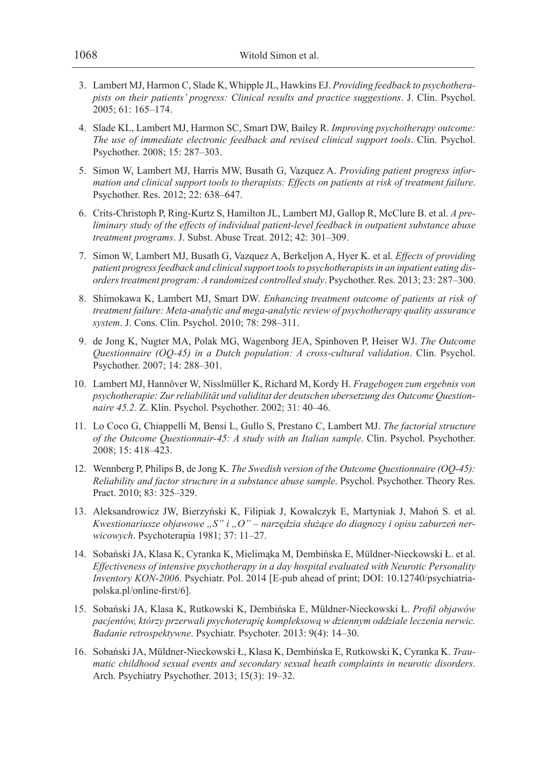3. Lambert MJ, Harmon C, Slade K, Whipple JL, Hawkins EJ. *Providing feedback to psychotherapists on their patients' progress: Clinical results and practice suggestions*. J. Clin. Psychol. 2005; 61: 165–174.
4. Slade KL, Lambert MJ, Harmon SC, Smart DW, Bailey R. *Improving psychotherapy outcome: The use of immediate electronic feedback and revised clinical support tools*. Clin. Psychol. Psychother. 2008; 15: 287–303.
5. Simon W, Lambert MJ, Harris MW, Busath G, Vazquez A. *Providing patient progress information and clinical support tools to therapists: Effects on patients at risk of treatment failure*. Psychother. Res. 2012; 22: 638–647.
6. Crits-Christoph P, Ring-Kurtz S, Hamilton JL, Lambert MJ, Gallop R, McClure B. et al. *A preliminary study of the effects of individual patient-level feedback in outpatient substance abuse treatment programs*. J. Subst. Abuse Treat. 2012; 42: 301–309.
7. Simon W, Lambert MJ, Busath G, Vazquez A, Berkeljon A, Hyer K. et al. *Effects of providing patient progress feedback and clinical support tools to psychotherapists in an inpatient eating disorders treatment program: A randomized controlled study*. Psychother. Res. 2013; 23: 287–300.
8. Shimokawa K, Lambert MJ, Smart DW. *Enhancing treatment outcome of patients at risk of treatment failure: Meta-analytic and mega-analytic review of psychotherapy quality assurance system*. J. Cons. Clin. Psychol. 2010; 78: 298–311.
9. de Jong K, Nugter MA, Polak MG, Wagenborg JEA, Spinhoven P, Heiser WJ. *The Outcome Questionnaire (OQ-45) in a Dutch population: A cross-cultural validation*. Clin. Psychol. Psychother. 2007; 14: 288–301.
10. Lambert MJ, Hannöver W, Nisslmüller K, Richard M, Kordy H. *Fragebogen zum ergebnis von psychotherapie: Zur reliabilität und validitat der deutschen ubersetzung des Outcome Questionnaire 45.2*. Z. Klin. Psychol. Psychother. 2002; 31: 40–46.
11. Lo Coco G, Chiappelli M, Bensi L, Gullo S, Prestano C, Lambert MJ. *The factorial structure of the Outcome Questionnair-45: A study with an Italian sample*. Clin. Psychol. Psychother. 2008; 15: 418–423.
12. Wennberg P, Philips B, de Jong K. *The Swedish version of the Outcome Questionnaire (OQ-45): Reliability and factor structure in a substance abuse sample*. Psychol. Psychother. Theory Res. Pract. 2010; 83: 325–329.
13. Aleksandrowicz JW, Bierzyński K, Filipiak J, Kowalczyk E, Martyniak J, Mahoń S. et al. *Kwestionariusze objawowe „S" i „O" – narzędzia służące do diagnozy i opisu zaburzeń nerwicowych*. Psychoterapia 1981; 37: 11–27.
14. Sobański JA, Klasa K, Cyranka K, Mielimąka M, Dembińska E, Müldner-Nieckowski Ł. et al. *Effectiveness of intensive psychotherapy in a day hospital evaluated with Neurotic Personality Inventory KON-2006*. Psychiatr. Pol. 2014 [E-pub ahead of print; DOI: 10.12740/psychiatriapolska.pl/online-first/6].
15. Sobański JA, Klasa K, Rutkowski K, Dembińska E, Müldner-Nieckowski Ł. *Profil objawów pacjentów, którzy przerwali psychoterapię kompleksową w dziennym oddziale leczenia nerwic. Badanie retrospektywne*. Psychiatr. Psychoter. 2013: 9(4): 14–30.
16. Sobański JA, Müldner-Nieckowski Ł, Klasa K, Dembińska E, Rutkowski K, Cyranka K. *Traumatic childhood sexual events and secondary sexual heath complaints in neurotic disorders*. Arch. Psychiatry Psychother. 2013; 15(3): 19–32.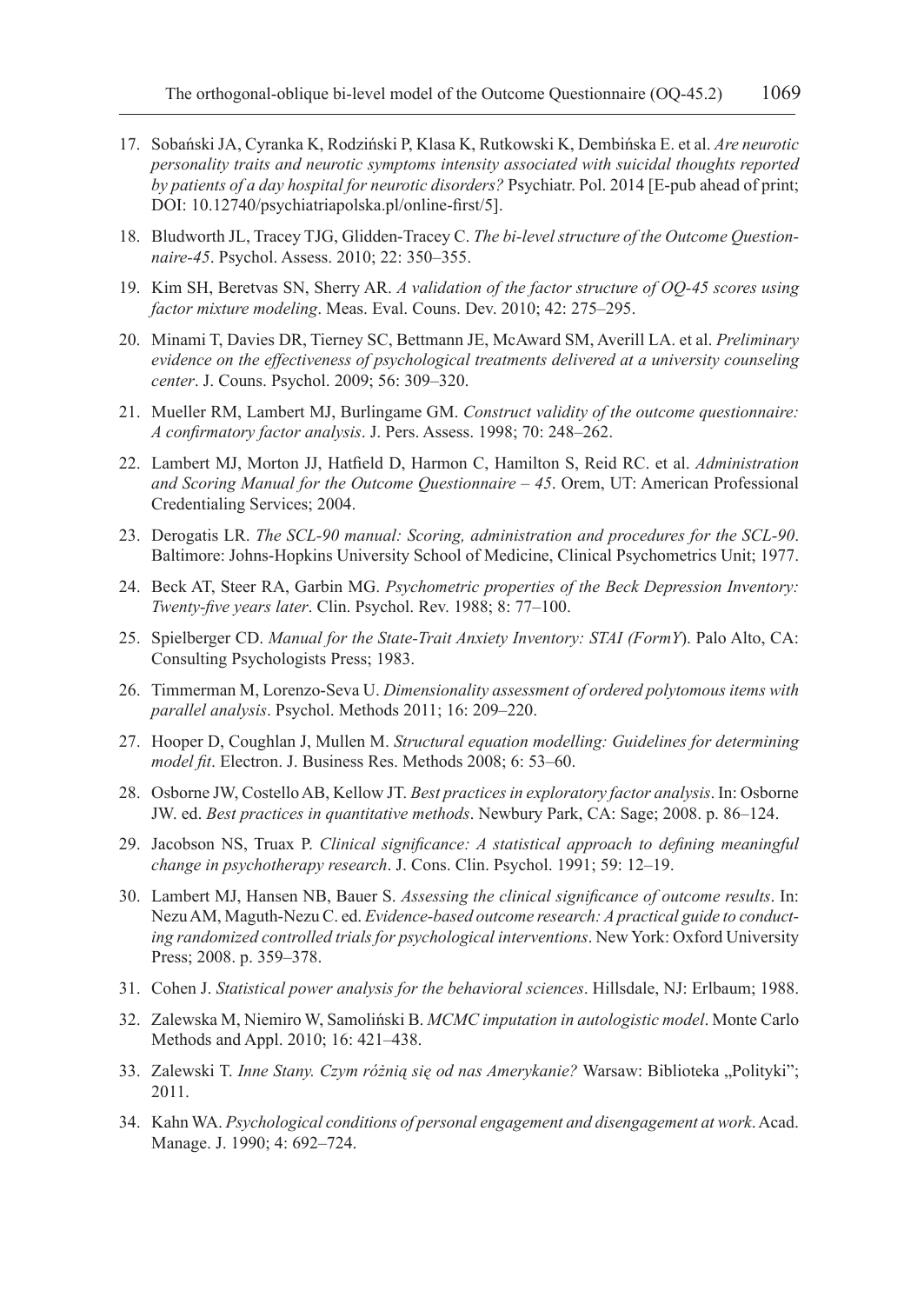17. Sobański JA, Cyranka K, Rodziński P, Klasa K, Rutkowski K, Dembińska E. et al. *Are neurotic personality traits and neurotic symptoms intensity associated with suicidal thoughts reported by patients of a day hospital for neurotic disorders?* Psychiatr. Pol. 2014 [E-pub ahead of print; DOI: 10.12740/psychiatriapolska.pl/online-first/5].

18. Bludworth JL, Tracey TJG, Glidden-Tracey C. *The bi-level structure of the Outcome Questionnaire-45*. Psychol. Assess. 2010; 22: 350–355.

19. Kim SH, Beretvas SN, Sherry AR. *A validation of the factor structure of OQ-45 scores using factor mixture modeling*. Meas. Eval. Couns. Dev. 2010; 42: 275–295.

20. Minami T, Davies DR, Tierney SC, Bettmann JE, McAward SM, Averill LA. et al. *Preliminary evidence on the effectiveness of psychological treatments delivered at a university counseling center*. J. Couns. Psychol. 2009; 56: 309–320.

21. Mueller RM, Lambert MJ, Burlingame GM. *Construct validity of the outcome questionnaire: A confirmatory factor analysis*. J. Pers. Assess. 1998; 70: 248–262.

22. Lambert MJ, Morton JJ, Hatfield D, Harmon C, Hamilton S, Reid RC. et al. *Administration and Scoring Manual for the Outcome Questionnaire – 45*. Orem, UT: American Professional Credentialing Services; 2004.

23. Derogatis LR. *The SCL-90 manual: Scoring, administration and procedures for the SCL-90*. Baltimore: Johns-Hopkins University School of Medicine, Clinical Psychometrics Unit; 1977.

24. Beck AT, Steer RA, Garbin MG. *Psychometric properties of the Beck Depression Inventory: Twenty-five years later*. Clin. Psychol. Rev. 1988; 8: 77–100.

25. Spielberger CD. *Manual for the State-Trait Anxiety Inventory: STAI (FormY*). Palo Alto, CA: Consulting Psychologists Press; 1983.

26. Timmerman M, Lorenzo-Seva U. *Dimensionality assessment of ordered polytomous items with parallel analysis*. Psychol. Methods 2011; 16: 209–220.

27. Hooper D, Coughlan J, Mullen M. *Structural equation modelling: Guidelines for determining model fit*. Electron. J. Business Res. Methods 2008; 6: 53–60.

28. Osborne JW, Costello AB, Kellow JT. *Best practices in exploratory factor analysis*. In: Osborne JW. ed. *Best practices in quantitative methods*. Newbury Park, CA: Sage; 2008. p. 86–124.

29. Jacobson NS, Truax P. *Clinical significance: A statistical approach to defining meaningful change in psychotherapy research*. J. Cons. Clin. Psychol. 1991; 59: 12–19.

30. Lambert MJ, Hansen NB, Bauer S. *Assessing the clinical significance of outcome results*. In: Nezu AM, Maguth-Nezu C. ed. *Evidence-based outcome research: A practical guide to conducting randomized controlled trials for psychological interventions*. New York: Oxford University Press; 2008. p. 359–378.

31. Cohen J. *Statistical power analysis for the behavioral sciences*. Hillsdale, NJ: Erlbaum; 1988.

32. Zalewska M, Niemiro W, Samoliński B. *MCMC imputation in autologistic model*. Monte Carlo Methods and Appl. 2010; 16: 421–438.

33. Zalewski T. *Inne Stany. Czym różnią się od nas Amerykanie?* Warsaw: Biblioteka „Polityki"; 2011.

34. Kahn WA. *Psychological conditions of personal engagement and disengagement at work*. Acad. Manage. J. 1990; 4: 692–724.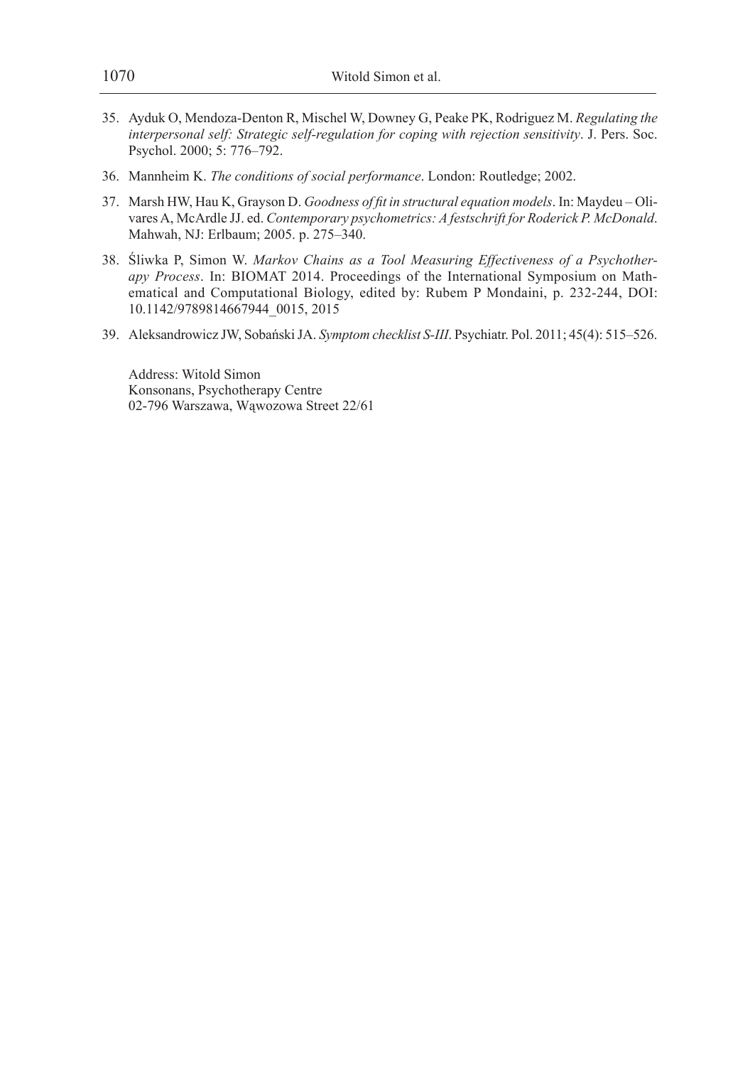35. Ayduk O, Mendoza-Denton R, Mischel W, Downey G, Peake PK, Rodriguez M. *Regulating the interpersonal self: Strategic self-regulation for coping with rejection sensitivity*. J. Pers. Soc. Psychol. 2000; 5: 776–792.
36. Mannheim K. *The conditions of social performance*. London: Routledge; 2002.
37. Marsh HW, Hau K, Grayson D. *Goodness of fit in structural equation models*. In: Maydeu – Olivares A, McArdle JJ. ed. *Contemporary psychometrics: A festschrift for Roderick P. McDonald*. Mahwah, NJ: Erlbaum; 2005. p. 275–340.
38. Śliwka P, Simon W. *Markov Chains as a Tool Measuring Effectiveness of a Psychotherapy Process*. In: BIOMAT 2014. Proceedings of the International Symposium on Mathematical and Computational Biology, edited by: Rubem P Mondaini, p. 232-244, DOI: 10.1142/9789814667944_0015, 2015
39. Aleksandrowicz JW, Sobański JA. *Symptom checklist S-III*. Psychiatr. Pol. 2011; 45(4): 515–526.

Address: Witold Simon
Konsonans, Psychotherapy Centre
02-796 Warszawa, Wąwozowa Street 22/61